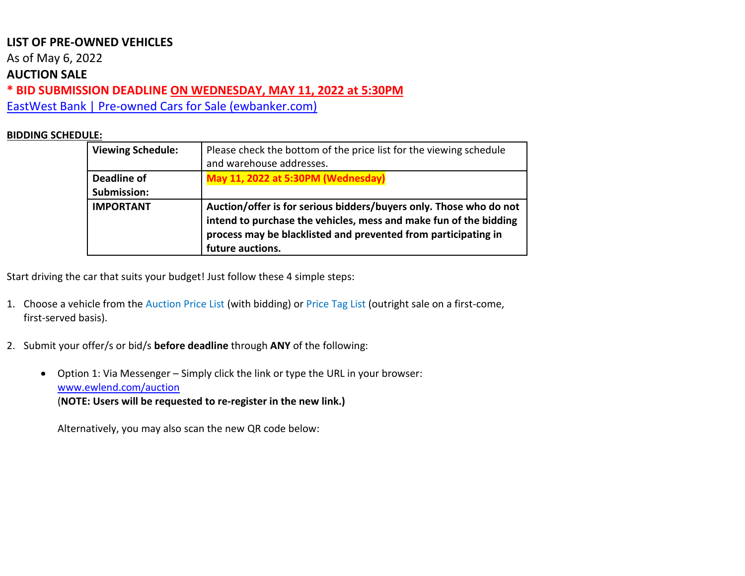**LIST OF PRE-OWNED VEHICLES**

As of May 6, 2022

**AUCTION SALE**

**\* BID SUBMISSION DEADLINE ON WEDNESDAY, MAY 11, 2022 at 5:30PM**

EastWest Bank | Pre-owned Cars for Sale (ewbanker.com)

**BIDDING SCHEDULE:**

| | |
|---|---|
| **Viewing Schedule:** | Please check the bottom of the price list for the viewing schedule and warehouse addresses. |
| **Deadline of Submission:** | **May 11, 2022 at 5:30PM (Wednesday)** |
| **IMPORTANT** | **Auction/offer is for serious bidders/buyers only. Those who do not intend to purchase the vehicles, mess and make fun of the bidding process may be blacklisted and prevented from participating in future auctions.** |

Start driving the car that suits your budget! Just follow these 4 simple steps:

1. Choose a vehicle from the Auction Price List (with bidding) or Price Tag List (outright sale on a first-come, first-served basis).

2. Submit your offer/s or bid/s **before deadline** through **ANY** of the following:

    - Option 1: Via Messenger – Simply click the link or type the URL in your browser: www.ewlend.com/auction
      (**NOTE: Users will be requested to re-register in the new link.)**

      Alternatively, you may also scan the new QR code below: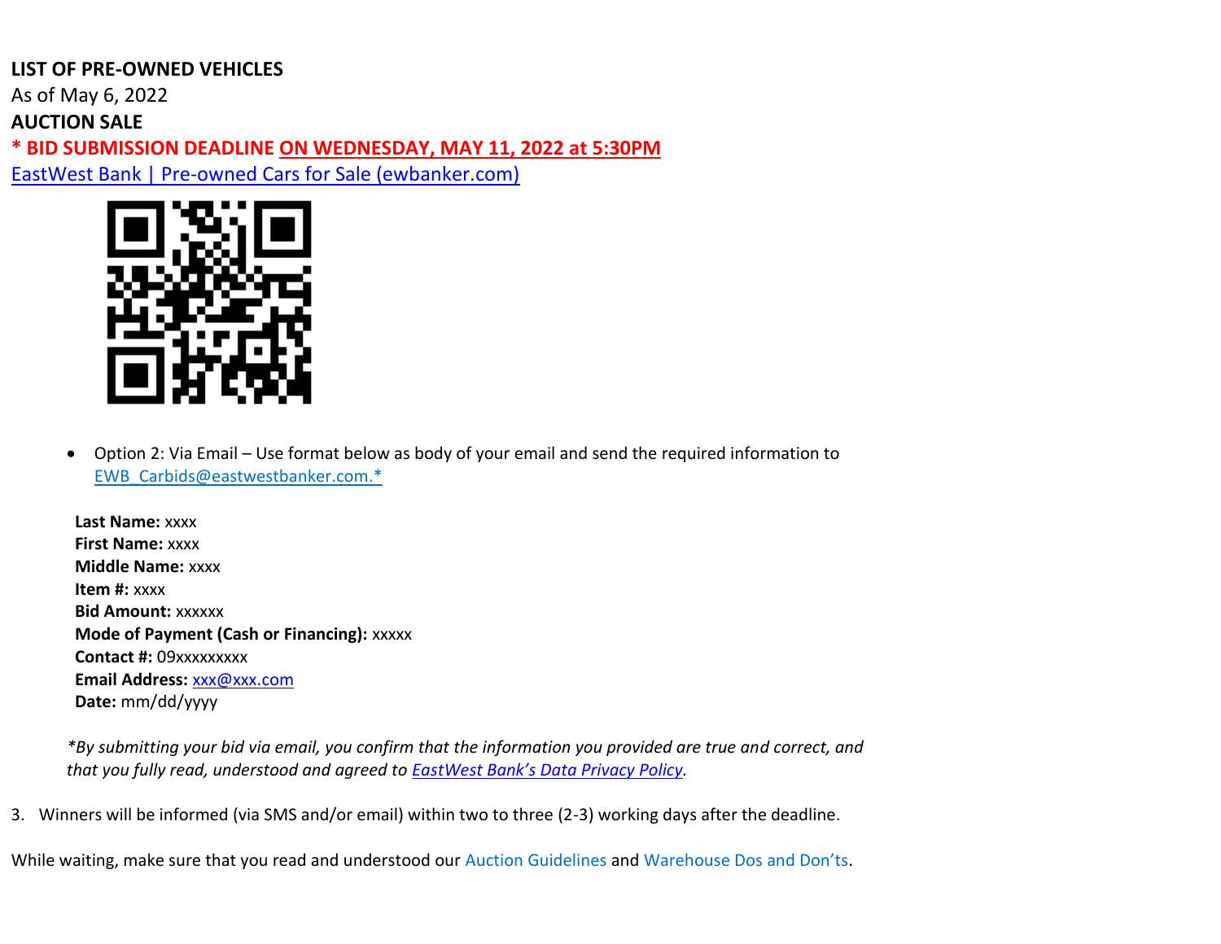**LIST OF PRE-OWNED VEHICLES**

As of May 6, 2022

**AUCTION SALE**

**\* BID SUBMISSION DEADLINE ON WEDNESDAY, MAY 11, 2022 at 5:30PM**

EastWest Bank | Pre-owned Cars for Sale (ewbanker.com)

- Option 2: Via Email – Use format below as body of your email and send the required information to EWB_Carbids@eastwestbanker.com.*

**Last Name:** xxxx
**First Name:** xxxx
**Middle Name:** xxxx
**Item #:** xxxx
**Bid Amount:** xxxxxx
**Mode of Payment (Cash or Financing):** xxxxx
**Contact #:** 09xxxxxxxxx
**Email Address:** xxx@xxx.com
**Date:** mm/dd/yyyy

*\*By submitting your bid via email, you confirm that the information you provided are true and correct, and that you fully read, understood and agreed to EastWest Bank's Data Privacy Policy.*

3. Winners will be informed (via SMS and/or email) within two to three (2-3) working days after the deadline.

While waiting, make sure that you read and understood our Auction Guidelines and Warehouse Dos and Don'ts.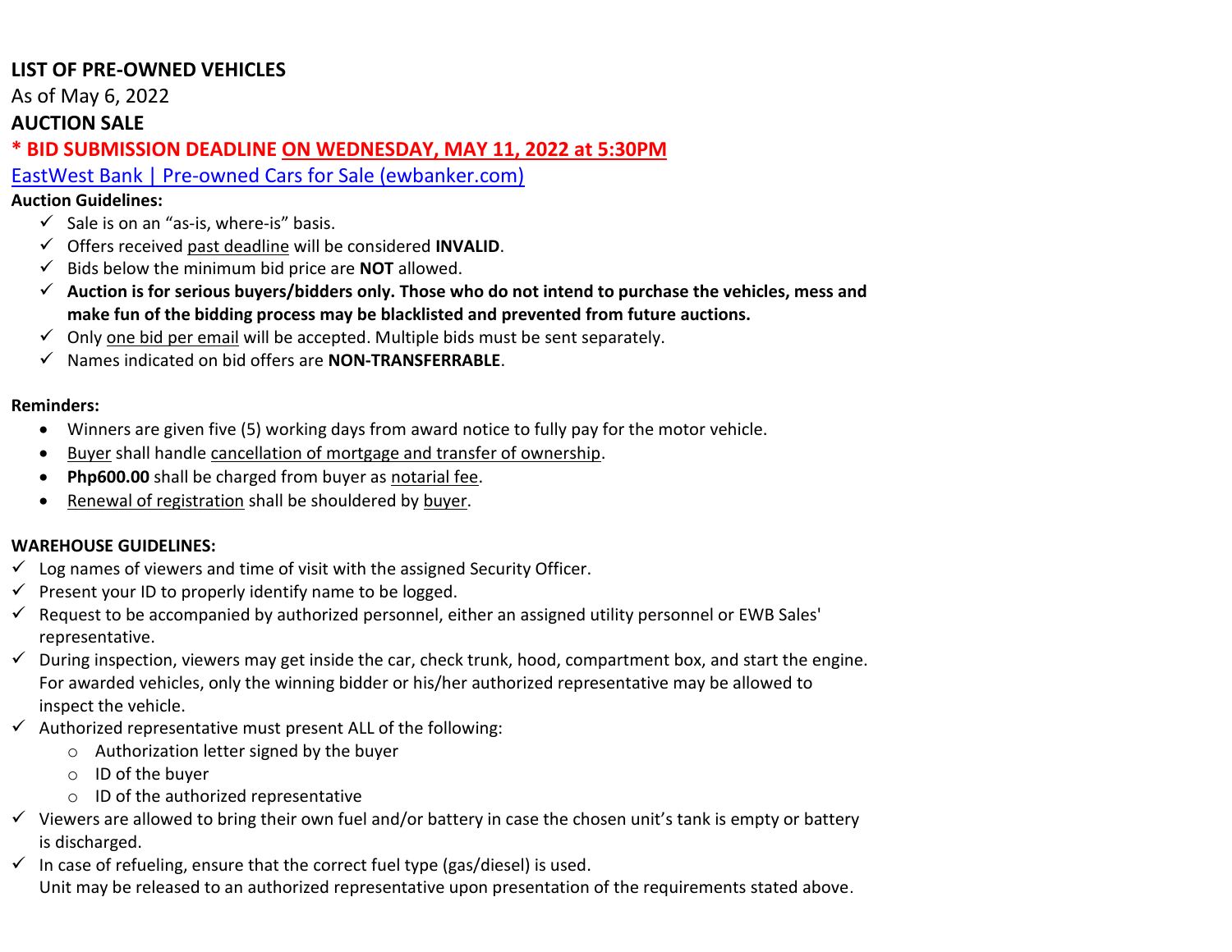**LIST OF PRE-OWNED VEHICLES**

As of May 6, 2022

**AUCTION SALE**

*** BID SUBMISSION DEADLINE ON WEDNESDAY, MAY 11, 2022 at 5:30PM**

EastWest Bank | Pre-owned Cars for Sale (ewbanker.com)

**Auction Guidelines:**

- ✓ Sale is on an "as-is, where-is" basis.
- ✓ Offers received past deadline will be considered **INVALID**.
- ✓ Bids below the minimum bid price are **NOT** allowed.
- ✓ **Auction is for serious buyers/bidders only. Those who do not intend to purchase the vehicles, mess and make fun of the bidding process may be blacklisted and prevented from future auctions.**
- ✓ Only one bid per email will be accepted. Multiple bids must be sent separately.
- ✓ Names indicated on bid offers are **NON-TRANSFERRABLE**.

**Reminders:**

- Winners are given five (5) working days from award notice to fully pay for the motor vehicle.
- Buyer shall handle cancellation of mortgage and transfer of ownership.
- **Php600.00** shall be charged from buyer as notarial fee.
- Renewal of registration shall be shouldered by buyer.

**WAREHOUSE GUIDELINES:**

- ✓ Log names of viewers and time of visit with the assigned Security Officer.
- ✓ Present your ID to properly identify name to be logged.
- ✓ Request to be accompanied by authorized personnel, either an assigned utility personnel or EWB Sales' representative.
- ✓ During inspection, viewers may get inside the car, check trunk, hood, compartment box, and start the engine. For awarded vehicles, only the winning bidder or his/her authorized representative may be allowed to inspect the vehicle.
- ✓ Authorized representative must present ALL of the following:
  - Authorization letter signed by the buyer
  - ID of the buyer
  - ID of the authorized representative
- ✓ Viewers are allowed to bring their own fuel and/or battery in case the chosen unit's tank is empty or battery is discharged.
- ✓ In case of refueling, ensure that the correct fuel type (gas/diesel) is used.

  Unit may be released to an authorized representative upon presentation of the requirements stated above.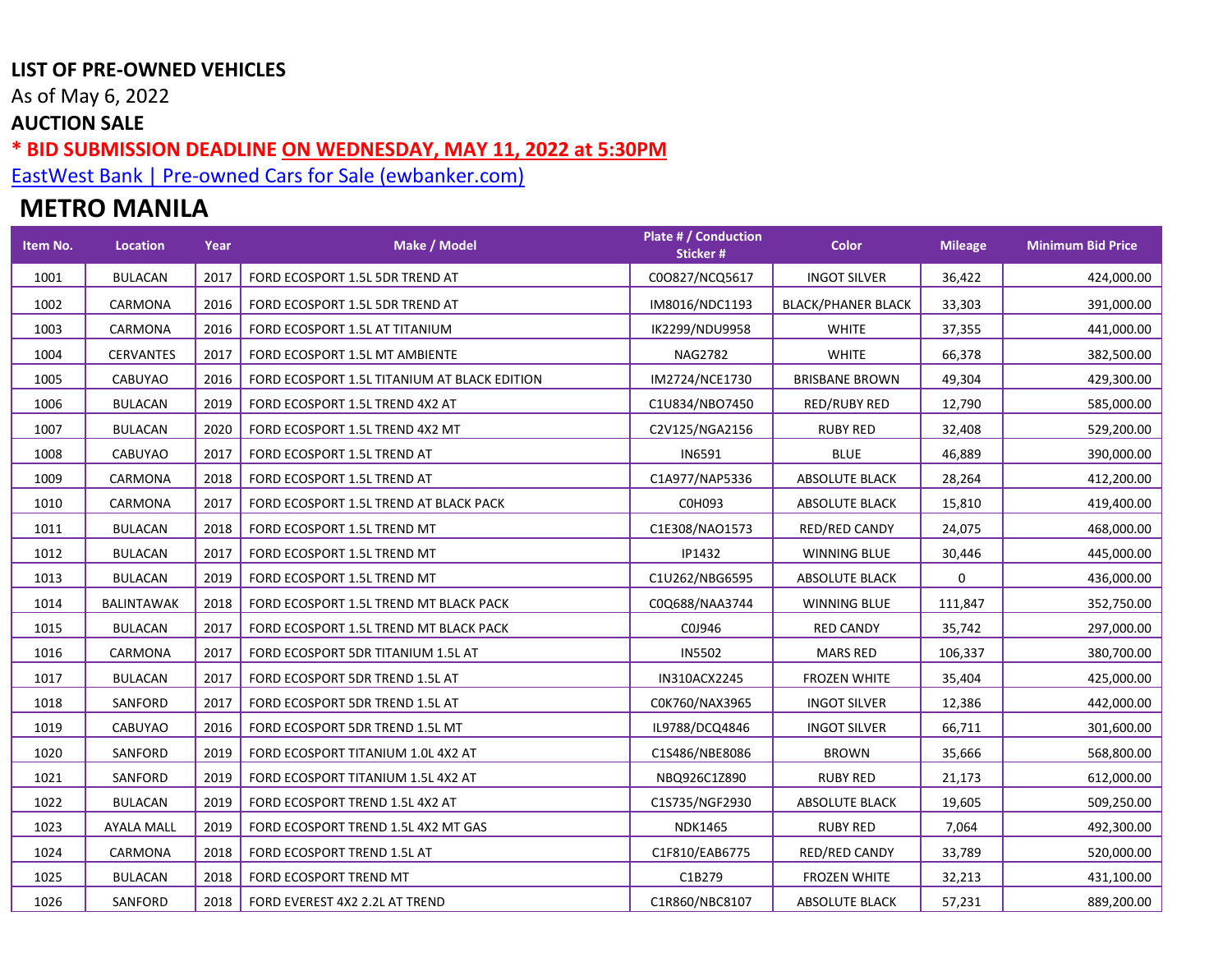**LIST OF PRE-OWNED VEHICLES**

As of May 6, 2022

**AUCTION SALE**

**\* BID SUBMISSION DEADLINE ON WEDNESDAY, MAY 11, 2022 at 5:30PM**

[EastWest Bank | Pre-owned Cars for Sale (ewbanker.com)]

## METRO MANILA

| Item No. | Location | Year | Make / Model | Plate # / Conduction Sticker # | Color | Mileage | Minimum Bid Price |
|---|---|---|---|---|---|---|---|
| 1001 | BULACAN | 2017 | FORD ECOSPORT 1.5L 5DR TREND AT | C0O827/NCQ5617 | INGOT SILVER | 36,422 | 424,000.00 |
| 1002 | CARMONA | 2016 | FORD ECOSPORT 1.5L 5DR TREND AT | IM8016/NDC1193 | BLACK/PHANER BLACK | 33,303 | 391,000.00 |
| 1003 | CARMONA | 2016 | FORD ECOSPORT 1.5L AT TITANIUM | IK2299/NDU9958 | WHITE | 37,355 | 441,000.00 |
| 1004 | CERVANTES | 2017 | FORD ECOSPORT 1.5L MT AMBIENTE | NAG2782 | WHITE | 66,378 | 382,500.00 |
| 1005 | CABUYAO | 2016 | FORD ECOSPORT 1.5L TITANIUM AT BLACK EDITION | IM2724/NCE1730 | BRISBANE BROWN | 49,304 | 429,300.00 |
| 1006 | BULACAN | 2019 | FORD ECOSPORT 1.5L TREND 4X2 AT | C1U834/NBO7450 | RED/RUBY RED | 12,790 | 585,000.00 |
| 1007 | BULACAN | 2020 | FORD ECOSPORT 1.5L TREND 4X2 MT | C2V125/NGA2156 | RUBY RED | 32,408 | 529,200.00 |
| 1008 | CABUYAO | 2017 | FORD ECOSPORT 1.5L TREND AT | IN6591 | BLUE | 46,889 | 390,000.00 |
| 1009 | CARMONA | 2018 | FORD ECOSPORT 1.5L TREND AT | C1A977/NAP5336 | ABSOLUTE BLACK | 28,264 | 412,200.00 |
| 1010 | CARMONA | 2017 | FORD ECOSPORT 1.5L TREND AT BLACK PACK | C0H093 | ABSOLUTE BLACK | 15,810 | 419,400.00 |
| 1011 | BULACAN | 2018 | FORD ECOSPORT 1.5L TREND MT | C1E308/NAO1573 | RED/RED CANDY | 24,075 | 468,000.00 |
| 1012 | BULACAN | 2017 | FORD ECOSPORT 1.5L TREND MT | IP1432 | WINNING BLUE | 30,446 | 445,000.00 |
| 1013 | BULACAN | 2019 | FORD ECOSPORT 1.5L TREND MT | C1U262/NBG6595 | ABSOLUTE BLACK | 0 | 436,000.00 |
| 1014 | BALINTAWAK | 2018 | FORD ECOSPORT 1.5L TREND MT BLACK PACK | C0Q688/NAA3744 | WINNING BLUE | 111,847 | 352,750.00 |
| 1015 | BULACAN | 2017 | FORD ECOSPORT 1.5L TREND MT BLACK PACK | C0J946 | RED CANDY | 35,742 | 297,000.00 |
| 1016 | CARMONA | 2017 | FORD ECOSPORT 5DR TITANIUM 1.5L AT | IN5502 | MARS RED | 106,337 | 380,700.00 |
| 1017 | BULACAN | 2017 | FORD ECOSPORT 5DR TREND 1.5L AT | IN310ACX2245 | FROZEN WHITE | 35,404 | 425,000.00 |
| 1018 | SANFORD | 2017 | FORD ECOSPORT 5DR TREND 1.5L AT | C0K760/NAX3965 | INGOT SILVER | 12,386 | 442,000.00 |
| 1019 | CABUYAO | 2016 | FORD ECOSPORT 5DR TREND 1.5L MT | IL9788/DCQ4846 | INGOT SILVER | 66,711 | 301,600.00 |
| 1020 | SANFORD | 2019 | FORD ECOSPORT TITANIUM 1.0L 4X2 AT | C1S486/NBE8086 | BROWN | 35,666 | 568,800.00 |
| 1021 | SANFORD | 2019 | FORD ECOSPORT TITANIUM 1.5L 4X2 AT | NBQ926C1Z890 | RUBY RED | 21,173 | 612,000.00 |
| 1022 | BULACAN | 2019 | FORD ECOSPORT TREND 1.5L 4X2 AT | C1S735/NGF2930 | ABSOLUTE BLACK | 19,605 | 509,250.00 |
| 1023 | AYALA MALL | 2019 | FORD ECOSPORT TREND 1.5L 4X2 MT GAS | NDK1465 | RUBY RED | 7,064 | 492,300.00 |
| 1024 | CARMONA | 2018 | FORD ECOSPORT TREND 1.5L AT | C1F810/EAB6775 | RED/RED CANDY | 33,789 | 520,000.00 |
| 1025 | BULACAN | 2018 | FORD ECOSPORT TREND MT | C1B279 | FROZEN WHITE | 32,213 | 431,100.00 |
| 1026 | SANFORD | 2018 | FORD EVEREST 4X2 2.2L AT TREND | C1R860/NBC8107 | ABSOLUTE BLACK | 57,231 | 889,200.00 |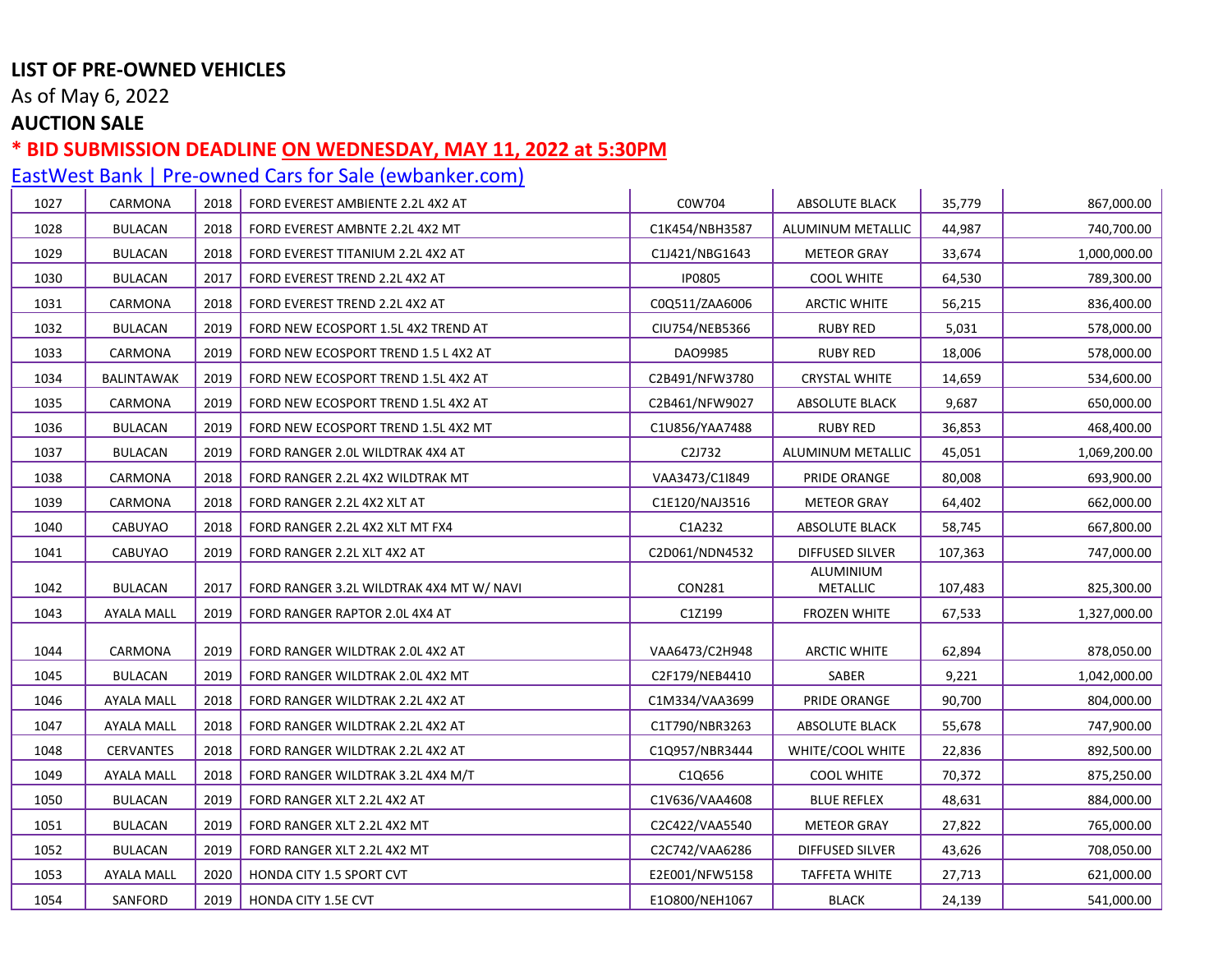**LIST OF PRE-OWNED VEHICLES**

As of May 6, 2022

**AUCTION SALE**

**\* BID SUBMISSION DEADLINE ON WEDNESDAY, MAY 11, 2022 at 5:30PM**

EastWest Bank | Pre-owned Cars for Sale (ewbanker.com)

| | | | | | | | |
|---|---|---|---|---|---|---|---|
| 1027 | CARMONA | 2018 | FORD EVEREST AMBIENTE 2.2L 4X2 AT | C0W704 | ABSOLUTE BLACK | 35,779 | 867,000.00 |
| 1028 | BULACAN | 2018 | FORD EVEREST AMBNTE 2.2L 4X2 MT | C1K454/NBH3587 | ALUMINUM METALLIC | 44,987 | 740,700.00 |
| 1029 | BULACAN | 2018 | FORD EVEREST TITANIUM 2.2L 4X2 AT | C1J421/NBG1643 | METEOR GRAY | 33,674 | 1,000,000.00 |
| 1030 | BULACAN | 2017 | FORD EVEREST TREND 2.2L 4X2 AT | IP0805 | COOL WHITE | 64,530 | 789,300.00 |
| 1031 | CARMONA | 2018 | FORD EVEREST TREND 2.2L 4X2 AT | C0Q511/ZAA6006 | ARCTIC WHITE | 56,215 | 836,400.00 |
| 1032 | BULACAN | 2019 | FORD NEW ECOSPORT 1.5L 4X2 TREND AT | CIU754/NEB5366 | RUBY RED | 5,031 | 578,000.00 |
| 1033 | CARMONA | 2019 | FORD NEW ECOSPORT TREND 1.5 L 4X2 AT | DAO9985 | RUBY RED | 18,006 | 578,000.00 |
| 1034 | BALINTAWAK | 2019 | FORD NEW ECOSPORT TREND 1.5L 4X2 AT | C2B491/NFW3780 | CRYSTAL WHITE | 14,659 | 534,600.00 |
| 1035 | CARMONA | 2019 | FORD NEW ECOSPORT TREND 1.5L 4X2 AT | C2B461/NFW9027 | ABSOLUTE BLACK | 9,687 | 650,000.00 |
| 1036 | BULACAN | 2019 | FORD NEW ECOSPORT TREND 1.5L 4X2 MT | C1U856/YAA7488 | RUBY RED | 36,853 | 468,400.00 |
| 1037 | BULACAN | 2019 | FORD RANGER 2.0L WILDTRAK 4X4 AT | C2J732 | ALUMINUM METALLIC | 45,051 | 1,069,200.00 |
| 1038 | CARMONA | 2018 | FORD RANGER 2.2L 4X2 WILDTRAK MT | VAA3473/C1I849 | PRIDE ORANGE | 80,008 | 693,900.00 |
| 1039 | CARMONA | 2018 | FORD RANGER 2.2L 4X2 XLT AT | C1E120/NAJ3516 | METEOR GRAY | 64,402 | 662,000.00 |
| 1040 | CABUYAO | 2018 | FORD RANGER 2.2L 4X2 XLT MT FX4 | C1A232 | ABSOLUTE BLACK | 58,745 | 667,800.00 |
| 1041 | CABUYAO | 2019 | FORD RANGER 2.2L XLT 4X2 AT | C2D061/NDN4532 | DIFFUSED SILVER | 107,363 | 747,000.00 |
| 1042 | BULACAN | 2017 | FORD RANGER 3.2L WILDTRAK 4X4 MT W/ NAVI | CON281 | ALUMINIUM METALLIC | 107,483 | 825,300.00 |
| 1043 | AYALA MALL | 2019 | FORD RANGER RAPTOR 2.0L 4X4 AT | C1Z199 | FROZEN WHITE | 67,533 | 1,327,000.00 |
| 1044 | CARMONA | 2019 | FORD RANGER WILDTRAK 2.0L 4X2 AT | VAA6473/C2H948 | ARCTIC WHITE | 62,894 | 878,050.00 |
| 1045 | BULACAN | 2019 | FORD RANGER WILDTRAK 2.0L 4X2 MT | C2F179/NEB4410 | SABER | 9,221 | 1,042,000.00 |
| 1046 | AYALA MALL | 2018 | FORD RANGER WILDTRAK 2.2L 4X2 AT | C1M334/VAA3699 | PRIDE ORANGE | 90,700 | 804,000.00 |
| 1047 | AYALA MALL | 2018 | FORD RANGER WILDTRAK 2.2L 4X2 AT | C1T790/NBR3263 | ABSOLUTE BLACK | 55,678 | 747,900.00 |
| 1048 | CERVANTES | 2018 | FORD RANGER WILDTRAK 2.2L 4X2 AT | C1Q957/NBR3444 | WHITE/COOL WHITE | 22,836 | 892,500.00 |
| 1049 | AYALA MALL | 2018 | FORD RANGER WILDTRAK 3.2L 4X4 M/T | C1Q656 | COOL WHITE | 70,372 | 875,250.00 |
| 1050 | BULACAN | 2019 | FORD RANGER XLT 2.2L 4X2 AT | C1V636/VAA4608 | BLUE REFLEX | 48,631 | 884,000.00 |
| 1051 | BULACAN | 2019 | FORD RANGER XLT 2.2L 4X2 MT | C2C422/VAA5540 | METEOR GRAY | 27,822 | 765,000.00 |
| 1052 | BULACAN | 2019 | FORD RANGER XLT 2.2L 4X2 MT | C2C742/VAA6286 | DIFFUSED SILVER | 43,626 | 708,050.00 |
| 1053 | AYALA MALL | 2020 | HONDA CITY 1.5 SPORT CVT | E2E001/NFW5158 | TAFFETA WHITE | 27,713 | 621,000.00 |
| 1054 | SANFORD | 2019 | HONDA CITY 1.5E CVT | E1O800/NEH1067 | BLACK | 24,139 | 541,000.00 |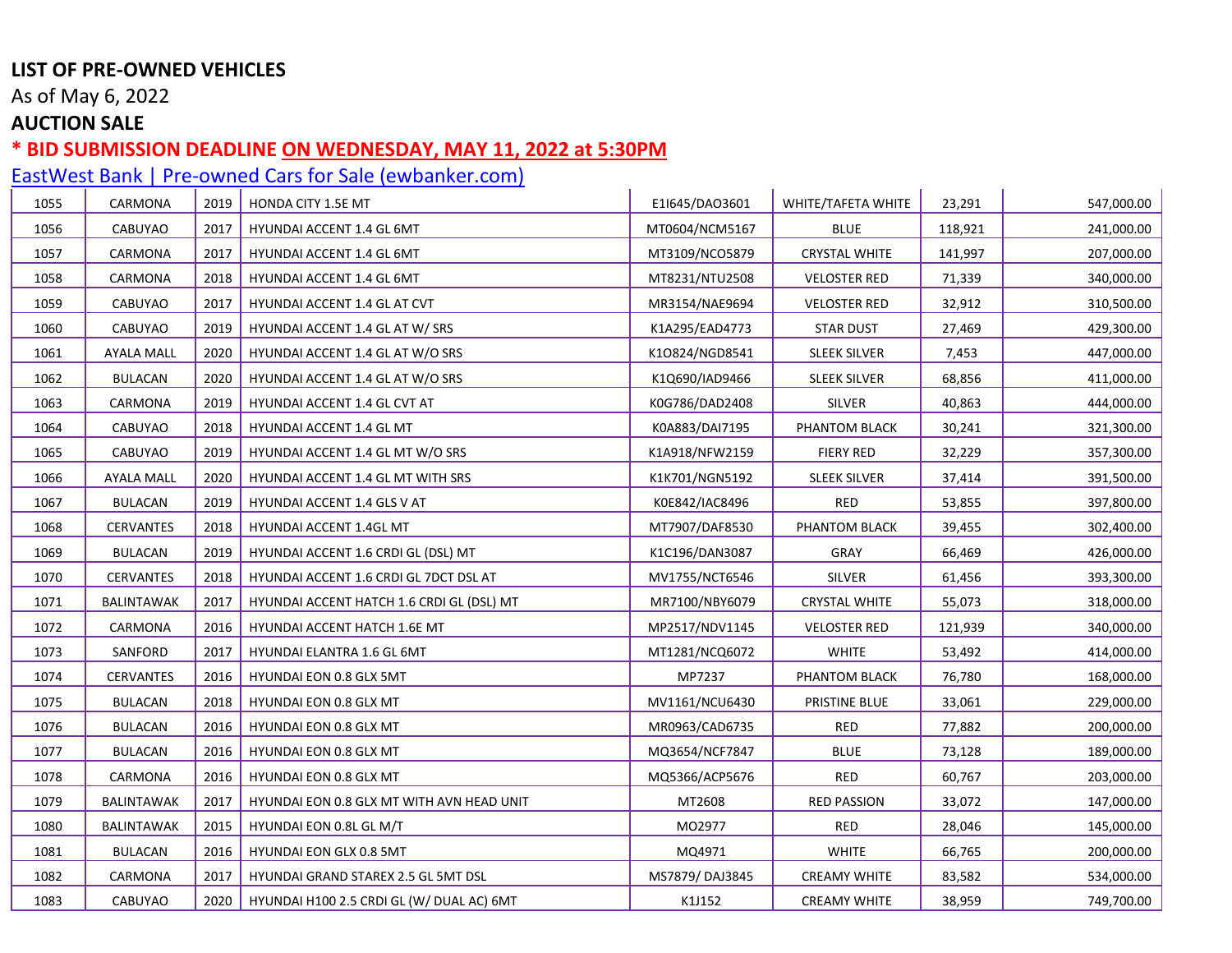**LIST OF PRE-OWNED VEHICLES**

As of May 6, 2022

**AUCTION SALE**

**\* BID SUBMISSION DEADLINE ON WEDNESDAY, MAY 11, 2022 at 5:30PM**

EastWest Bank | Pre-owned Cars for Sale (ewbanker.com)

| | | | | | | | |
|---|---|---|---|---|---|---|---|
| 1055 | CARMONA | 2019 | HONDA CITY 1.5E MT | E1I645/DAO3601 | WHITE/TAFETA WHITE | 23,291 | 547,000.00 |
| 1056 | CABUYAO | 2017 | HYUNDAI ACCENT 1.4 GL 6MT | MT0604/NCM5167 | BLUE | 118,921 | 241,000.00 |
| 1057 | CARMONA | 2017 | HYUNDAI ACCENT 1.4 GL 6MT | MT3109/NCO5879 | CRYSTAL WHITE | 141,997 | 207,000.00 |
| 1058 | CARMONA | 2018 | HYUNDAI ACCENT 1.4 GL 6MT | MT8231/NTU2508 | VELOSTER RED | 71,339 | 340,000.00 |
| 1059 | CABUYAO | 2017 | HYUNDAI ACCENT 1.4 GL AT CVT | MR3154/NAE9694 | VELOSTER RED | 32,912 | 310,500.00 |
| 1060 | CABUYAO | 2019 | HYUNDAI ACCENT 1.4 GL AT W/ SRS | K1A295/EAD4773 | STAR DUST | 27,469 | 429,300.00 |
| 1061 | AYALA MALL | 2020 | HYUNDAI ACCENT 1.4 GL AT W/O SRS | K1O824/NGD8541 | SLEEK SILVER | 7,453 | 447,000.00 |
| 1062 | BULACAN | 2020 | HYUNDAI ACCENT 1.4 GL AT W/O SRS | K1Q690/IAD9466 | SLEEK SILVER | 68,856 | 411,000.00 |
| 1063 | CARMONA | 2019 | HYUNDAI ACCENT 1.4 GL CVT AT | K0G786/DAD2408 | SILVER | 40,863 | 444,000.00 |
| 1064 | CABUYAO | 2018 | HYUNDAI ACCENT 1.4 GL MT | K0A883/DAI7195 | PHANTOM BLACK | 30,241 | 321,300.00 |
| 1065 | CABUYAO | 2019 | HYUNDAI ACCENT 1.4 GL MT W/O SRS | K1A918/NFW2159 | FIERY RED | 32,229 | 357,300.00 |
| 1066 | AYALA MALL | 2020 | HYUNDAI ACCENT 1.4 GL MT WITH SRS | K1K701/NGN5192 | SLEEK SILVER | 37,414 | 391,500.00 |
| 1067 | BULACAN | 2019 | HYUNDAI ACCENT 1.4 GLS V AT | K0E842/IAC8496 | RED | 53,855 | 397,800.00 |
| 1068 | CERVANTES | 2018 | HYUNDAI ACCENT 1.4GL MT | MT7907/DAF8530 | PHANTOM BLACK | 39,455 | 302,400.00 |
| 1069 | BULACAN | 2019 | HYUNDAI ACCENT 1.6 CRDI GL (DSL) MT | K1C196/DAN3087 | GRAY | 66,469 | 426,000.00 |
| 1070 | CERVANTES | 2018 | HYUNDAI ACCENT 1.6 CRDI GL 7DCT DSL AT | MV1755/NCT6546 | SILVER | 61,456 | 393,300.00 |
| 1071 | BALINTAWAK | 2017 | HYUNDAI ACCENT HATCH 1.6 CRDI GL (DSL) MT | MR7100/NBY6079 | CRYSTAL WHITE | 55,073 | 318,000.00 |
| 1072 | CARMONA | 2016 | HYUNDAI ACCENT HATCH 1.6E MT | MP2517/NDV1145 | VELOSTER RED | 121,939 | 340,000.00 |
| 1073 | SANFORD | 2017 | HYUNDAI ELANTRA 1.6 GL 6MT | MT1281/NCQ6072 | WHITE | 53,492 | 414,000.00 |
| 1074 | CERVANTES | 2016 | HYUNDAI EON 0.8 GLX 5MT | MP7237 | PHANTOM BLACK | 76,780 | 168,000.00 |
| 1075 | BULACAN | 2018 | HYUNDAI EON 0.8 GLX MT | MV1161/NCU6430 | PRISTINE BLUE | 33,061 | 229,000.00 |
| 1076 | BULACAN | 2016 | HYUNDAI EON 0.8 GLX MT | MR0963/CAD6735 | RED | 77,882 | 200,000.00 |
| 1077 | BULACAN | 2016 | HYUNDAI EON 0.8 GLX MT | MQ3654/NCF7847 | BLUE | 73,128 | 189,000.00 |
| 1078 | CARMONA | 2016 | HYUNDAI EON 0.8 GLX MT | MQ5366/ACP5676 | RED | 60,767 | 203,000.00 |
| 1079 | BALINTAWAK | 2017 | HYUNDAI EON 0.8 GLX MT WITH AVN HEAD UNIT | MT2608 | RED PASSION | 33,072 | 147,000.00 |
| 1080 | BALINTAWAK | 2015 | HYUNDAI EON 0.8L GL M/T | MO2977 | RED | 28,046 | 145,000.00 |
| 1081 | BULACAN | 2016 | HYUNDAI EON GLX 0.8 5MT | MQ4971 | WHITE | 66,765 | 200,000.00 |
| 1082 | CARMONA | 2017 | HYUNDAI GRAND STAREX 2.5 GL 5MT DSL | MS7879/ DAJ3845 | CREAMY WHITE | 83,582 | 534,000.00 |
| 1083 | CABUYAO | 2020 | HYUNDAI H100 2.5 CRDI GL (W/ DUAL AC) 6MT | K1J152 | CREAMY WHITE | 38,959 | 749,700.00 |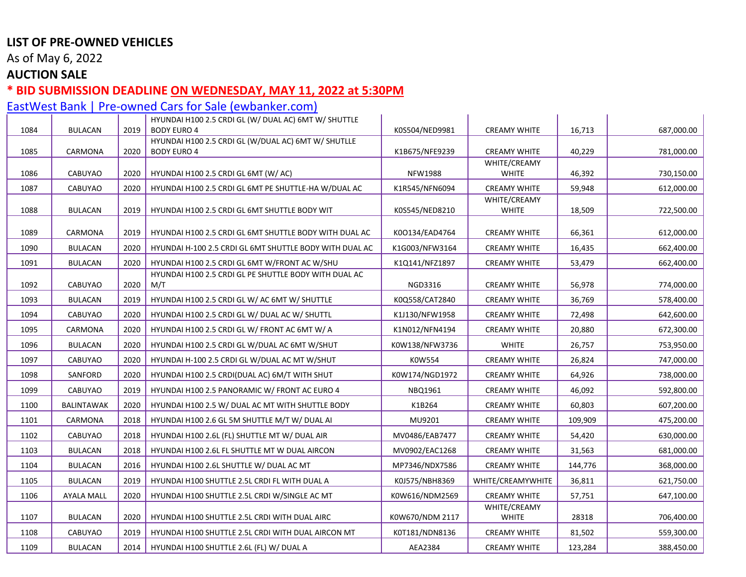**LIST OF PRE-OWNED VEHICLES**

As of May 6, 2022

**AUCTION SALE**

*** BID SUBMISSION DEADLINE ON WEDNESDAY, MAY 11, 2022 at 5:30PM**

EastWest Bank | Pre-owned Cars for Sale (ewbanker.com)

| | | | | | | | |
|---|---|---|---|---|---|---|---|
| 1084 | BULACAN | 2019 | HYUNDAI H100 2.5 CRDI GL (W/ DUAL AC) 6MT W/ SHUTTLE BODY EURO 4 | K0S504/NED9981 | CREAMY WHITE | 16,713 | 687,000.00 |
| 1085 | CARMONA | 2020 | HYUNDAI H100 2.5 CRDI GL (W/DUAL AC) 6MT W/ SHUTLLE BODY EURO 4 | K1B675/NFE9239 | CREAMY WHITE | 40,229 | 781,000.00 |
| 1086 | CABUYAO | 2020 | HYUNDAI H100 2.5 CRDI GL 6MT (W/ AC) | NFW1988 | WHITE/CREAMY WHITE | 46,392 | 730,150.00 |
| 1087 | CABUYAO | 2020 | HYUNDAI H100 2.5 CRDI GL 6MT PE SHUTTLE-HA W/DUAL AC | K1R545/NFN6094 | CREAMY WHITE | 59,948 | 612,000.00 |
| 1088 | BULACAN | 2019 | HYUNDAI H100 2.5 CRDI GL 6MT SHUTTLE BODY WIT | K0S545/NED8210 | WHITE/CREAMY WHITE | 18,509 | 722,500.00 |
| 1089 | CARMONA | 2019 | HYUNDAI H100 2.5 CRDI GL 6MT SHUTTLE BODY WITH DUAL AC | K0O134/EAD4764 | CREAMY WHITE | 66,361 | 612,000.00 |
| 1090 | BULACAN | 2020 | HYUNDAI H-100 2.5 CRDI GL 6MT SHUTTLE BODY WITH DUAL AC | K1G003/NFW3164 | CREAMY WHITE | 16,435 | 662,400.00 |
| 1091 | BULACAN | 2020 | HYUNDAI H100 2.5 CRDI GL 6MT W/FRONT AC W/SHU | K1Q141/NFZ1897 | CREAMY WHITE | 53,479 | 662,400.00 |
| 1092 | CABUYAO | 2020 | HYUNDAI H100 2.5 CRDI GL PE SHUTTLE BODY WITH DUAL AC M/T | NGD3316 | CREAMY WHITE | 56,978 | 774,000.00 |
| 1093 | BULACAN | 2019 | HYUNDAI H100 2.5 CRDI GL W/ AC 6MT W/ SHUTTLE | K0Q558/CAT2840 | CREAMY WHITE | 36,769 | 578,400.00 |
| 1094 | CABUYAO | 2020 | HYUNDAI H100 2.5 CRDI GL W/ DUAL AC W/ SHUTTL | K1J130/NFW1958 | CREAMY WHITE | 72,498 | 642,600.00 |
| 1095 | CARMONA | 2020 | HYUNDAI H100 2.5 CRDI GL W/ FRONT AC 6MT W/ A | K1N012/NFN4194 | CREAMY WHITE | 20,880 | 672,300.00 |
| 1096 | BULACAN | 2020 | HYUNDAI H100 2.5 CRDI GL W/DUAL AC 6MT W/SHUT | K0W138/NFW3736 | WHITE | 26,757 | 753,950.00 |
| 1097 | CABUYAO | 2020 | HYUNDAI H-100 2.5 CRDI GL W/DUAL AC MT W/SHUT | K0W554 | CREAMY WHITE | 26,824 | 747,000.00 |
| 1098 | SANFORD | 2020 | HYUNDAI H100 2.5 CRDI(DUAL AC) 6M/T WITH SHUT | K0W174/NGD1972 | CREAMY WHITE | 64,926 | 738,000.00 |
| 1099 | CABUYAO | 2019 | HYUNDAI H100 2.5 PANORAMIC W/ FRONT AC EURO 4 | NBQ1961 | CREAMY WHITE | 46,092 | 592,800.00 |
| 1100 | BALINTAWAK | 2020 | HYUNDAI H100 2.5 W/ DUAL AC MT WITH SHUTTLE BODY | K1B264 | CREAMY WHITE | 60,803 | 607,200.00 |
| 1101 | CARMONA | 2018 | HYUNDAI H100 2.6 GL 5M SHUTTLE M/T W/ DUAL AI | MU9201 | CREAMY WHITE | 109,909 | 475,200.00 |
| 1102 | CABUYAO | 2018 | HYUNDAI H100 2.6L (FL) SHUTTLE MT W/ DUAL AIR | MV0486/EAB7477 | CREAMY WHITE | 54,420 | 630,000.00 |
| 1103 | BULACAN | 2018 | HYUNDAI H100 2.6L FL SHUTTLE MT W DUAL AIRCON | MV0902/EAC1268 | CREAMY WHITE | 31,563 | 681,000.00 |
| 1104 | BULACAN | 2016 | HYUNDAI H100 2.6L SHUTTLE W/ DUAL AC MT | MP7346/NDX7586 | CREAMY WHITE | 144,776 | 368,000.00 |
| 1105 | BULACAN | 2019 | HYUNDAI H100 SHUTTLE 2.5L CRDI FL WITH DUAL A | K0J575/NBH8369 | WHITE/CREAMYWHITE | 36,811 | 621,750.00 |
| 1106 | AYALA MALL | 2020 | HYUNDAI H100 SHUTTLE 2.5L CRDI W/SINGLE AC MT | K0W616/NDM2569 | CREAMY WHITE | 57,751 | 647,100.00 |
| 1107 | BULACAN | 2020 | HYUNDAI H100 SHUTTLE 2.5L CRDI WITH DUAL AIRC | K0W670/NDM 2117 | WHITE/CREAMY WHITE | 28318 | 706,400.00 |
| 1108 | CABUYAO | 2019 | HYUNDAI H100 SHUTTLE 2.5L CRDI WITH DUAL AIRCON MT | K0T181/NDN8136 | CREAMY WHITE | 81,502 | 559,300.00 |
| 1109 | BULACAN | 2014 | HYUNDAI H100 SHUTTLE 2.6L (FL) W/ DUAL A | AEA2384 | CREAMY WHITE | 123,284 | 388,450.00 |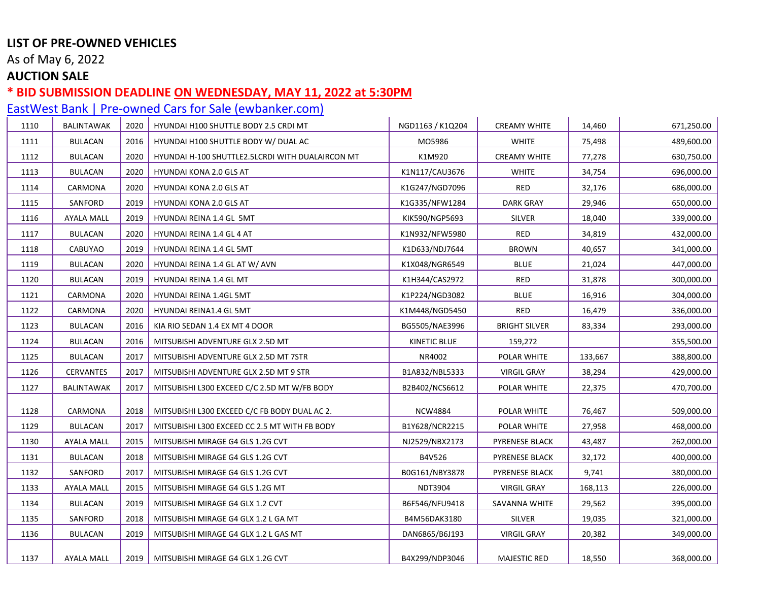**LIST OF PRE-OWNED VEHICLES**

As of May 6, 2022

**AUCTION SALE**

**\* BID SUBMISSION DEADLINE ON WEDNESDAY, MAY 11, 2022 at 5:30PM**

EastWest Bank | Pre-owned Cars for Sale (ewbanker.com)

| | | | | | | | |
|---|---|---|---|---|---|---|---|
| 1110 | BALINTAWAK | 2020 | HYUNDAI H100 SHUTTLE BODY 2.5 CRDI MT | NGD1163 / K1Q204 | CREAMY WHITE | 14,460 | 671,250.00 |
| 1111 | BULACAN | 2016 | HYUNDAI H100 SHUTTLE BODY W/ DUAL AC | MO5986 | WHITE | 75,498 | 489,600.00 |
| 1112 | BULACAN | 2020 | HYUNDAI H-100 SHUTTLE2.5LCRDI WITH DUALAIRCON MT | K1M920 | CREAMY WHITE | 77,278 | 630,750.00 |
| 1113 | BULACAN | 2020 | HYUNDAI KONA 2.0 GLS AT | K1N117/CAU3676 | WHITE | 34,754 | 696,000.00 |
| 1114 | CARMONA | 2020 | HYUNDAI KONA 2.0 GLS AT | K1G247/NGD7096 | RED | 32,176 | 686,000.00 |
| 1115 | SANFORD | 2019 | HYUNDAI KONA 2.0 GLS AT | K1G335/NFW1284 | DARK GRAY | 29,946 | 650,000.00 |
| 1116 | AYALA MALL | 2019 | HYUNDAI REINA 1.4 GL 5MT | KIK590/NGP5693 | SILVER | 18,040 | 339,000.00 |
| 1117 | BULACAN | 2020 | HYUNDAI REINA 1.4 GL 4 AT | K1N932/NFW5980 | RED | 34,819 | 432,000.00 |
| 1118 | CABUYAO | 2019 | HYUNDAI REINA 1.4 GL 5MT | K1D633/NDJ7644 | BROWN | 40,657 | 341,000.00 |
| 1119 | BULACAN | 2020 | HYUNDAI REINA 1.4 GL AT W/ AVN | K1X048/NGR6549 | BLUE | 21,024 | 447,000.00 |
| 1120 | BULACAN | 2019 | HYUNDAI REINA 1.4 GL MT | K1H344/CAS2972 | RED | 31,878 | 300,000.00 |
| 1121 | CARMONA | 2020 | HYUNDAI REINA 1.4GL 5MT | K1P224/NGD3082 | BLUE | 16,916 | 304,000.00 |
| 1122 | CARMONA | 2020 | HYUNDAI REINA1.4 GL 5MT | K1M448/NGD5450 | RED | 16,479 | 336,000.00 |
| 1123 | BULACAN | 2016 | KIA RIO SEDAN 1.4 EX MT 4 DOOR | BG5505/NAE3996 | BRIGHT SILVER | 83,334 | 293,000.00 |
| 1124 | BULACAN | 2016 | MITSUBISHI ADVENTURE GLX 2.5D MT | KINETIC BLUE | 159,272 | | 355,500.00 |
| 1125 | BULACAN | 2017 | MITSUBISHI ADVENTURE GLX 2.5D MT 7STR | NR4002 | POLAR WHITE | 133,667 | 388,800.00 |
| 1126 | CERVANTES | 2017 | MITSUBISHI ADVENTURE GLX 2.5D MT 9 STR | B1A832/NBL5333 | VIRGIL GRAY | 38,294 | 429,000.00 |
| 1127 | BALINTAWAK | 2017 | MITSUBISHI L300 EXCEED C/C 2.5D MT W/FB BODY | B2B402/NCS6612 | POLAR WHITE | 22,375 | 470,700.00 |
| 1128 | CARMONA | 2018 | MITSUBISHI L300 EXCEED C/C FB BODY DUAL AC 2. | NCW4884 | POLAR WHITE | 76,467 | 509,000.00 |
| 1129 | BULACAN | 2017 | MITSUBISHI L300 EXCEED CC 2.5 MT WITH FB BODY | B1Y628/NCR2215 | POLAR WHITE | 27,958 | 468,000.00 |
| 1130 | AYALA MALL | 2015 | MITSUBISHI MIRAGE G4 GLS 1.2G CVT | NJ2529/NBX2173 | PYRENESE BLACK | 43,487 | 262,000.00 |
| 1131 | BULACAN | 2018 | MITSUBISHI MIRAGE G4 GLS 1.2G CVT | B4V526 | PYRENESE BLACK | 32,172 | 400,000.00 |
| 1132 | SANFORD | 2017 | MITSUBISHI MIRAGE G4 GLS 1.2G CVT | B0G161/NBY3878 | PYRENESE BLACK | 9,741 | 380,000.00 |
| 1133 | AYALA MALL | 2015 | MITSUBISHI MIRAGE G4 GLS 1.2G MT | NDT3904 | VIRGIL GRAY | 168,113 | 226,000.00 |
| 1134 | BULACAN | 2019 | MITSUBISHI MIRAGE G4 GLX 1.2 CVT | B6F546/NFU9418 | SAVANNA WHITE | 29,562 | 395,000.00 |
| 1135 | SANFORD | 2018 | MITSUBISHI MIRAGE G4 GLX 1.2 L GA MT | B4M56DAK3180 | SILVER | 19,035 | 321,000.00 |
| 1136 | BULACAN | 2019 | MITSUBISHI MIRAGE G4 GLX 1.2 L GAS MT | DAN6865/B6J193 | VIRGIL GRAY | 20,382 | 349,000.00 |
| 1137 | AYALA MALL | 2019 | MITSUBISHI MIRAGE G4 GLX 1.2G CVT | B4X299/NDP3046 | MAJESTIC RED | 18,550 | 368,000.00 |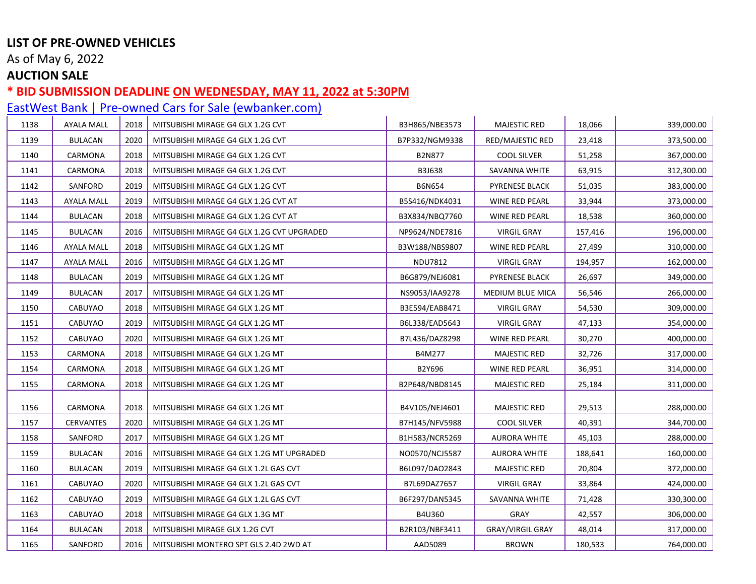**LIST OF PRE-OWNED VEHICLES**

As of May 6, 2022

**AUCTION SALE**

**\* BID SUBMISSION DEADLINE ON WEDNESDAY, MAY 11, 2022 at 5:30PM**

EastWest Bank | Pre-owned Cars for Sale (ewbanker.com)

| | | | | | | | |
|---|---|---|---|---|---|---|---|
| 1138 | AYALA MALL | 2018 | MITSUBISHI MIRAGE G4 GLX 1.2G CVT | B3H865/NBE3573 | MAJESTIC RED | 18,066 | 339,000.00 |
| 1139 | BULACAN | 2020 | MITSUBISHI MIRAGE G4 GLX 1.2G CVT | B7P332/NGM9338 | RED/MAJESTIC RED | 23,418 | 373,500.00 |
| 1140 | CARMONA | 2018 | MITSUBISHI MIRAGE G4 GLX 1.2G CVT | B2N877 | COOL SILVER | 51,258 | 367,000.00 |
| 1141 | CARMONA | 2018 | MITSUBISHI MIRAGE G4 GLX 1.2G CVT | B3J638 | SAVANNA WHITE | 63,915 | 312,300.00 |
| 1142 | SANFORD | 2019 | MITSUBISHI MIRAGE G4 GLX 1.2G CVT | B6N654 | PYRENESE BLACK | 51,035 | 383,000.00 |
| 1143 | AYALA MALL | 2019 | MITSUBISHI MIRAGE G4 GLX 1.2G CVT AT | B5S416/NDK4031 | WINE RED PEARL | 33,944 | 373,000.00 |
| 1144 | BULACAN | 2018 | MITSUBISHI MIRAGE G4 GLX 1.2G CVT AT | B3X834/NBQ7760 | WINE RED PEARL | 18,538 | 360,000.00 |
| 1145 | BULACAN | 2016 | MITSUBISHI MIRAGE G4 GLX 1.2G CVT UPGRADED | NP9624/NDE7816 | VIRGIL GRAY | 157,416 | 196,000.00 |
| 1146 | AYALA MALL | 2018 | MITSUBISHI MIRAGE G4 GLX 1.2G MT | B3W188/NBS9807 | WINE RED PEARL | 27,499 | 310,000.00 |
| 1147 | AYALA MALL | 2016 | MITSUBISHI MIRAGE G4 GLX 1.2G MT | NDU7812 | VIRGIL GRAY | 194,957 | 162,000.00 |
| 1148 | BULACAN | 2019 | MITSUBISHI MIRAGE G4 GLX 1.2G MT | B6G879/NEJ6081 | PYRENESE BLACK | 26,697 | 349,000.00 |
| 1149 | BULACAN | 2017 | MITSUBISHI MIRAGE G4 GLX 1.2G MT | NS9053/IAA9278 | MEDIUM BLUE MICA | 56,546 | 266,000.00 |
| 1150 | CABUYAO | 2018 | MITSUBISHI MIRAGE G4 GLX 1.2G MT | B3E594/EAB8471 | VIRGIL GRAY | 54,530 | 309,000.00 |
| 1151 | CABUYAO | 2019 | MITSUBISHI MIRAGE G4 GLX 1.2G MT | B6L338/EAD5643 | VIRGIL GRAY | 47,133 | 354,000.00 |
| 1152 | CABUYAO | 2020 | MITSUBISHI MIRAGE G4 GLX 1.2G MT | B7L436/DAZ8298 | WINE RED PEARL | 30,270 | 400,000.00 |
| 1153 | CARMONA | 2018 | MITSUBISHI MIRAGE G4 GLX 1.2G MT | B4M277 | MAJESTIC RED | 32,726 | 317,000.00 |
| 1154 | CARMONA | 2018 | MITSUBISHI MIRAGE G4 GLX 1.2G MT | B2Y696 | WINE RED PEARL | 36,951 | 314,000.00 |
| 1155 | CARMONA | 2018 | MITSUBISHI MIRAGE G4 GLX 1.2G MT | B2P648/NBD8145 | MAJESTIC RED | 25,184 | 311,000.00 |
| 1156 | CARMONA | 2018 | MITSUBISHI MIRAGE G4 GLX 1.2G MT | B4V105/NEJ4601 | MAJESTIC RED | 29,513 | 288,000.00 |
| 1157 | CERVANTES | 2020 | MITSUBISHI MIRAGE G4 GLX 1.2G MT | B7H145/NFV5988 | COOL SILVER | 40,391 | 344,700.00 |
| 1158 | SANFORD | 2017 | MITSUBISHI MIRAGE G4 GLX 1.2G MT | B1H583/NCR5269 | AURORA WHITE | 45,103 | 288,000.00 |
| 1159 | BULACAN | 2016 | MITSUBISHI MIRAGE G4 GLX 1.2G MT UPGRADED | NO0570/NCJ5587 | AURORA WHITE | 188,641 | 160,000.00 |
| 1160 | BULACAN | 2019 | MITSUBISHI MIRAGE G4 GLX 1.2L GAS CVT | B6L097/DAO2843 | MAJESTIC RED | 20,804 | 372,000.00 |
| 1161 | CABUYAO | 2020 | MITSUBISHI MIRAGE G4 GLX 1.2L GAS CVT | B7L69DAZ7657 | VIRGIL GRAY | 33,864 | 424,000.00 |
| 1162 | CABUYAO | 2019 | MITSUBISHI MIRAGE G4 GLX 1.2L GAS CVT | B6F297/DAN5345 | SAVANNA WHITE | 71,428 | 330,300.00 |
| 1163 | CABUYAO | 2018 | MITSUBISHI MIRAGE G4 GLX 1.3G MT | B4U360 | GRAY | 42,557 | 306,000.00 |
| 1164 | BULACAN | 2018 | MITSUBISHI MIRAGE GLX 1.2G CVT | B2R103/NBF3411 | GRAY/VIRGIL GRAY | 48,014 | 317,000.00 |
| 1165 | SANFORD | 2016 | MITSUBISHI MONTERO SPT GLS 2.4D 2WD AT | AAD5089 | BROWN | 180,533 | 764,000.00 |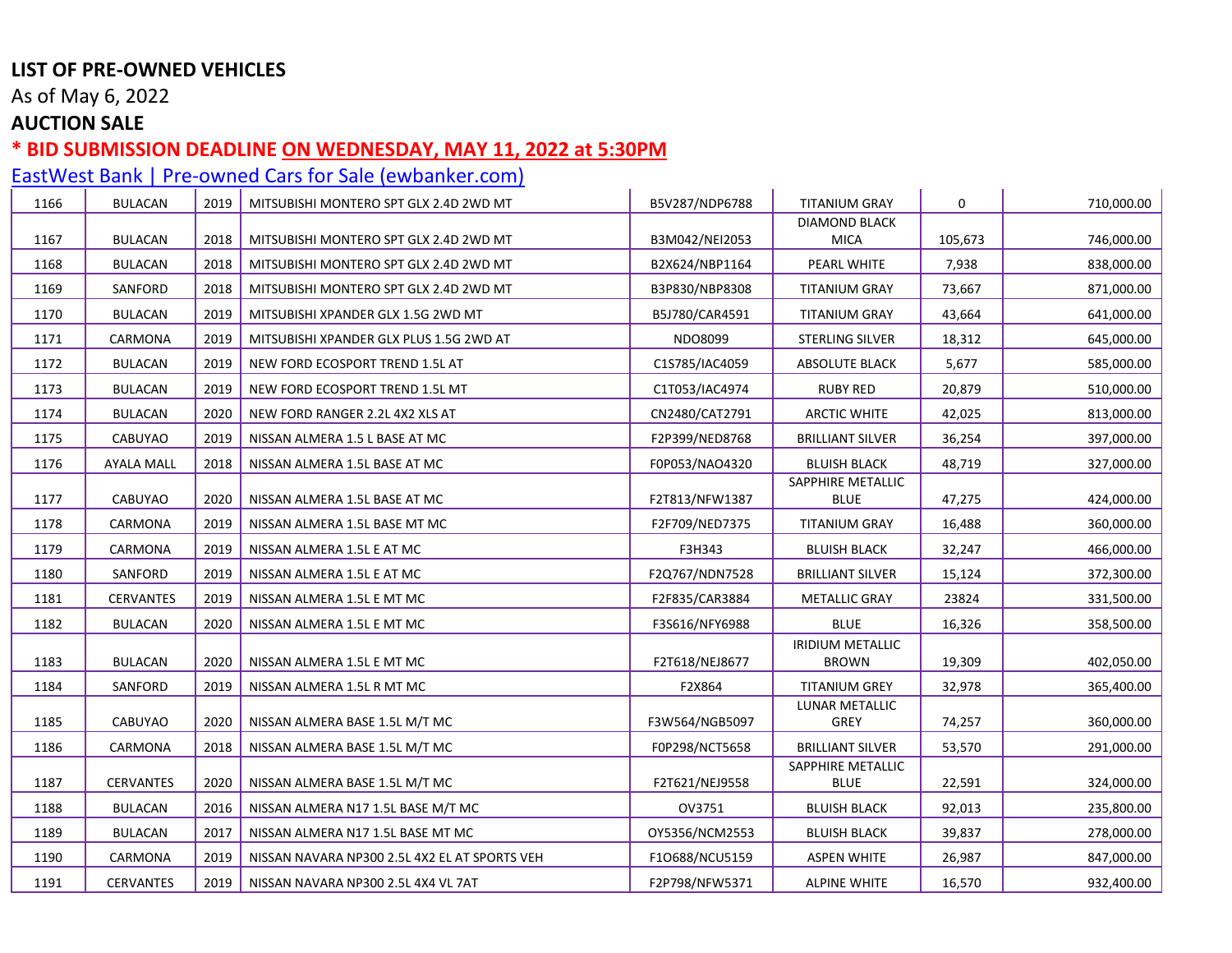**LIST OF PRE-OWNED VEHICLES**

As of May 6, 2022

**AUCTION SALE**

*** BID SUBMISSION DEADLINE ON WEDNESDAY, MAY 11, 2022 at 5:30PM**

[EastWest Bank | Pre-owned Cars for Sale (ewbanker.com)](ewbanker.com)

| | | | | | | | |
|---|---|---|---|---|---|---|---|
| 1166 | BULACAN | 2019 | MITSUBISHI MONTERO SPT GLX 2.4D 2WD MT | B5V287/NDP6788 | TITANIUM GRAY | 0 | 710,000.00 |
| 1167 | BULACAN | 2018 | MITSUBISHI MONTERO SPT GLX 2.4D 2WD MT | B3M042/NEI2053 | DIAMOND BLACK MICA | 105,673 | 746,000.00 |
| 1168 | BULACAN | 2018 | MITSUBISHI MONTERO SPT GLX 2.4D 2WD MT | B2X624/NBP1164 | PEARL WHITE | 7,938 | 838,000.00 |
| 1169 | SANFORD | 2018 | MITSUBISHI MONTERO SPT GLX 2.4D 2WD MT | B3P830/NBP8308 | TITANIUM GRAY | 73,667 | 871,000.00 |
| 1170 | BULACAN | 2019 | MITSUBISHI XPANDER GLX 1.5G 2WD MT | B5J780/CAR4591 | TITANIUM GRAY | 43,664 | 641,000.00 |
| 1171 | CARMONA | 2019 | MITSUBISHI XPANDER GLX PLUS 1.5G 2WD AT | NDO8099 | STERLING SILVER | 18,312 | 645,000.00 |
| 1172 | BULACAN | 2019 | NEW FORD ECOSPORT TREND 1.5L AT | C1S785/IAC4059 | ABSOLUTE BLACK | 5,677 | 585,000.00 |
| 1173 | BULACAN | 2019 | NEW FORD ECOSPORT TREND 1.5L MT | C1T053/IAC4974 | RUBY RED | 20,879 | 510,000.00 |
| 1174 | BULACAN | 2020 | NEW FORD RANGER 2.2L 4X2 XLS AT | CN2480/CAT2791 | ARCTIC WHITE | 42,025 | 813,000.00 |
| 1175 | CABUYAO | 2019 | NISSAN ALMERA 1.5 L BASE AT MC | F2P399/NED8768 | BRILLIANT SILVER | 36,254 | 397,000.00 |
| 1176 | AYALA MALL | 2018 | NISSAN ALMERA 1.5L BASE AT MC | F0P053/NAO4320 | BLUISH BLACK | 48,719 | 327,000.00 |
| 1177 | CABUYAO | 2020 | NISSAN ALMERA 1.5L BASE AT MC | F2T813/NFW1387 | SAPPHIRE METALLIC BLUE | 47,275 | 424,000.00 |
| 1178 | CARMONA | 2019 | NISSAN ALMERA 1.5L BASE MT MC | F2F709/NED7375 | TITANIUM GRAY | 16,488 | 360,000.00 |
| 1179 | CARMONA | 2019 | NISSAN ALMERA 1.5L E AT MC | F3H343 | BLUISH BLACK | 32,247 | 466,000.00 |
| 1180 | SANFORD | 2019 | NISSAN ALMERA 1.5L E AT MC | F2Q767/NDN7528 | BRILLIANT SILVER | 15,124 | 372,300.00 |
| 1181 | CERVANTES | 2019 | NISSAN ALMERA 1.5L E MT MC | F2F835/CAR3884 | METALLIC GRAY | 23824 | 331,500.00 |
| 1182 | BULACAN | 2020 | NISSAN ALMERA 1.5L E MT MC | F3S616/NFY6988 | BLUE | 16,326 | 358,500.00 |
| 1183 | BULACAN | 2020 | NISSAN ALMERA 1.5L E MT MC | F2T618/NEJ8677 | IRIDIUM METALLIC BROWN | 19,309 | 402,050.00 |
| 1184 | SANFORD | 2019 | NISSAN ALMERA 1.5L R MT MC | F2X864 | TITANIUM GREY | 32,978 | 365,400.00 |
| 1185 | CABUYAO | 2020 | NISSAN ALMERA BASE 1.5L M/T MC | F3W564/NGB5097 | LUNAR METALLIC GREY | 74,257 | 360,000.00 |
| 1186 | CARMONA | 2018 | NISSAN ALMERA BASE 1.5L M/T MC | F0P298/NCT5658 | BRILLIANT SILVER | 53,570 | 291,000.00 |
| 1187 | CERVANTES | 2020 | NISSAN ALMERA BASE 1.5L M/T MC | F2T621/NEJ9558 | SAPPHIRE METALLIC BLUE | 22,591 | 324,000.00 |
| 1188 | BULACAN | 2016 | NISSAN ALMERA N17 1.5L BASE M/T MC | OV3751 | BLUISH BLACK | 92,013 | 235,800.00 |
| 1189 | BULACAN | 2017 | NISSAN ALMERA N17 1.5L BASE MT MC | OY5356/NCM2553 | BLUISH BLACK | 39,837 | 278,000.00 |
| 1190 | CARMONA | 2019 | NISSAN NAVARA NP300 2.5L 4X2 EL AT SPORTS VEH | F1O688/NCU5159 | ASPEN WHITE | 26,987 | 847,000.00 |
| 1191 | CERVANTES | 2019 | NISSAN NAVARA NP300 2.5L 4X4 VL 7AT | F2P798/NFW5371 | ALPINE WHITE | 16,570 | 932,400.00 |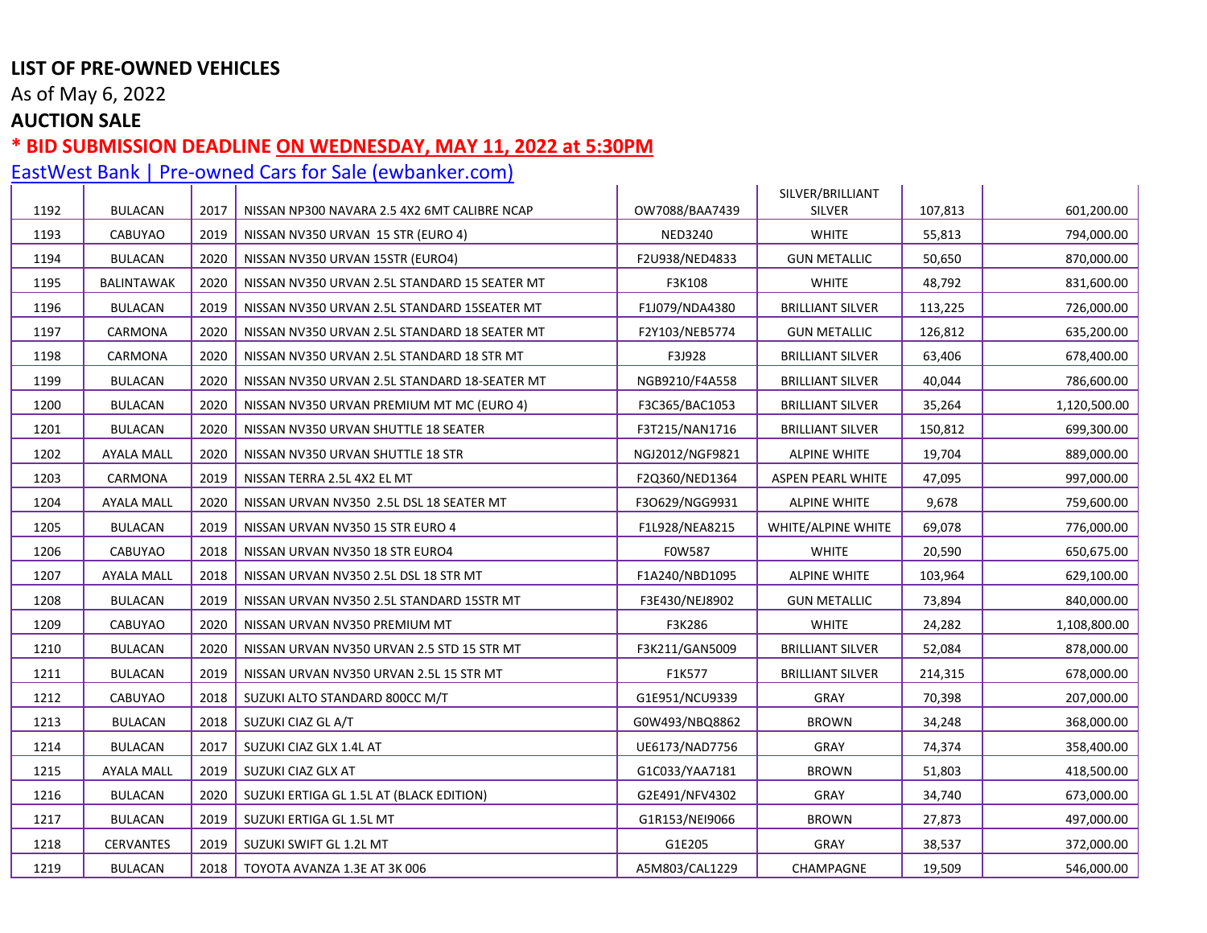**LIST OF PRE-OWNED VEHICLES**

As of May 6, 2022

**AUCTION SALE**

**\* BID SUBMISSION DEADLINE ON WEDNESDAY, MAY 11, 2022 at 5:30PM**

EastWest Bank | Pre-owned Cars for Sale (ewbanker.com)

| | | | | | | | |
|---|---|---|---|---|---|---|---|
| 1192 | BULACAN | 2017 | NISSAN NP300 NAVARA 2.5 4X2 6MT CALIBRE NCAP | OW7088/BAA7439 | SILVER/BRILLIANT SILVER | 107,813 | 601,200.00 |
| 1193 | CABUYAO | 2019 | NISSAN NV350 URVAN  15 STR (EURO 4) | NED3240 | WHITE | 55,813 | 794,000.00 |
| 1194 | BULACAN | 2020 | NISSAN NV350 URVAN 15STR (EURO4) | F2U938/NED4833 | GUN METALLIC | 50,650 | 870,000.00 |
| 1195 | BALINTAWAK | 2020 | NISSAN NV350 URVAN 2.5L STANDARD 15 SEATER MT | F3K108 | WHITE | 48,792 | 831,600.00 |
| 1196 | BULACAN | 2019 | NISSAN NV350 URVAN 2.5L STANDARD 15SEATER MT | F1J079/NDA4380 | BRILLIANT SILVER | 113,225 | 726,000.00 |
| 1197 | CARMONA | 2020 | NISSAN NV350 URVAN 2.5L STANDARD 18 SEATER MT | F2Y103/NEB5774 | GUN METALLIC | 126,812 | 635,200.00 |
| 1198 | CARMONA | 2020 | NISSAN NV350 URVAN 2.5L STANDARD 18 STR MT | F3J928 | BRILLIANT SILVER | 63,406 | 678,400.00 |
| 1199 | BULACAN | 2020 | NISSAN NV350 URVAN 2.5L STANDARD 18-SEATER MT | NGB9210/F4A558 | BRILLIANT SILVER | 40,044 | 786,600.00 |
| 1200 | BULACAN | 2020 | NISSAN NV350 URVAN PREMIUM MT MC (EURO 4) | F3C365/BAC1053 | BRILLIANT SILVER | 35,264 | 1,120,500.00 |
| 1201 | BULACAN | 2020 | NISSAN NV350 URVAN SHUTTLE 18 SEATER | F3T215/NAN1716 | BRILLIANT SILVER | 150,812 | 699,300.00 |
| 1202 | AYALA MALL | 2020 | NISSAN NV350 URVAN SHUTTLE 18 STR | NGJ2012/NGF9821 | ALPINE WHITE | 19,704 | 889,000.00 |
| 1203 | CARMONA | 2019 | NISSAN TERRA 2.5L 4X2 EL MT | F2Q360/NED1364 | ASPEN PEARL WHITE | 47,095 | 997,000.00 |
| 1204 | AYALA MALL | 2020 | NISSAN URVAN NV350  2.5L DSL 18 SEATER MT | F3O629/NGG9931 | ALPINE WHITE | 9,678 | 759,600.00 |
| 1205 | BULACAN | 2019 | NISSAN URVAN NV350 15 STR EURO 4 | F1L928/NEA8215 | WHITE/ALPINE WHITE | 69,078 | 776,000.00 |
| 1206 | CABUYAO | 2018 | NISSAN URVAN NV350 18 STR EURO4 | F0W587 | WHITE | 20,590 | 650,675.00 |
| 1207 | AYALA MALL | 2018 | NISSAN URVAN NV350 2.5L DSL 18 STR MT | F1A240/NBD1095 | ALPINE WHITE | 103,964 | 629,100.00 |
| 1208 | BULACAN | 2019 | NISSAN URVAN NV350 2.5L STANDARD 15STR MT | F3E430/NEJ8902 | GUN METALLIC | 73,894 | 840,000.00 |
| 1209 | CABUYAO | 2020 | NISSAN URVAN NV350 PREMIUM MT | F3K286 | WHITE | 24,282 | 1,108,800.00 |
| 1210 | BULACAN | 2020 | NISSAN URVAN NV350 URVAN 2.5 STD 15 STR MT | F3K211/GAN5009 | BRILLIANT SILVER | 52,084 | 878,000.00 |
| 1211 | BULACAN | 2019 | NISSAN URVAN NV350 URVAN 2.5L 15 STR MT | F1K577 | BRILLIANT SILVER | 214,315 | 678,000.00 |
| 1212 | CABUYAO | 2018 | SUZUKI ALTO STANDARD 800CC M/T | G1E951/NCU9339 | GRAY | 70,398 | 207,000.00 |
| 1213 | BULACAN | 2018 | SUZUKI CIAZ GL A/T | G0W493/NBQ8862 | BROWN | 34,248 | 368,000.00 |
| 1214 | BULACAN | 2017 | SUZUKI CIAZ GLX 1.4L AT | UE6173/NAD7756 | GRAY | 74,374 | 358,400.00 |
| 1215 | AYALA MALL | 2019 | SUZUKI CIAZ GLX AT | G1C033/YAA7181 | BROWN | 51,803 | 418,500.00 |
| 1216 | BULACAN | 2020 | SUZUKI ERTIGA GL 1.5L AT (BLACK EDITION) | G2E491/NFV4302 | GRAY | 34,740 | 673,000.00 |
| 1217 | BULACAN | 2019 | SUZUKI ERTIGA GL 1.5L MT | G1R153/NEI9066 | BROWN | 27,873 | 497,000.00 |
| 1218 | CERVANTES | 2019 | SUZUKI SWIFT GL 1.2L MT | G1E205 | GRAY | 38,537 | 372,000.00 |
| 1219 | BULACAN | 2018 | TOYOTA AVANZA 1.3E AT 3K 006 | A5M803/CAL1229 | CHAMPAGNE | 19,509 | 546,000.00 |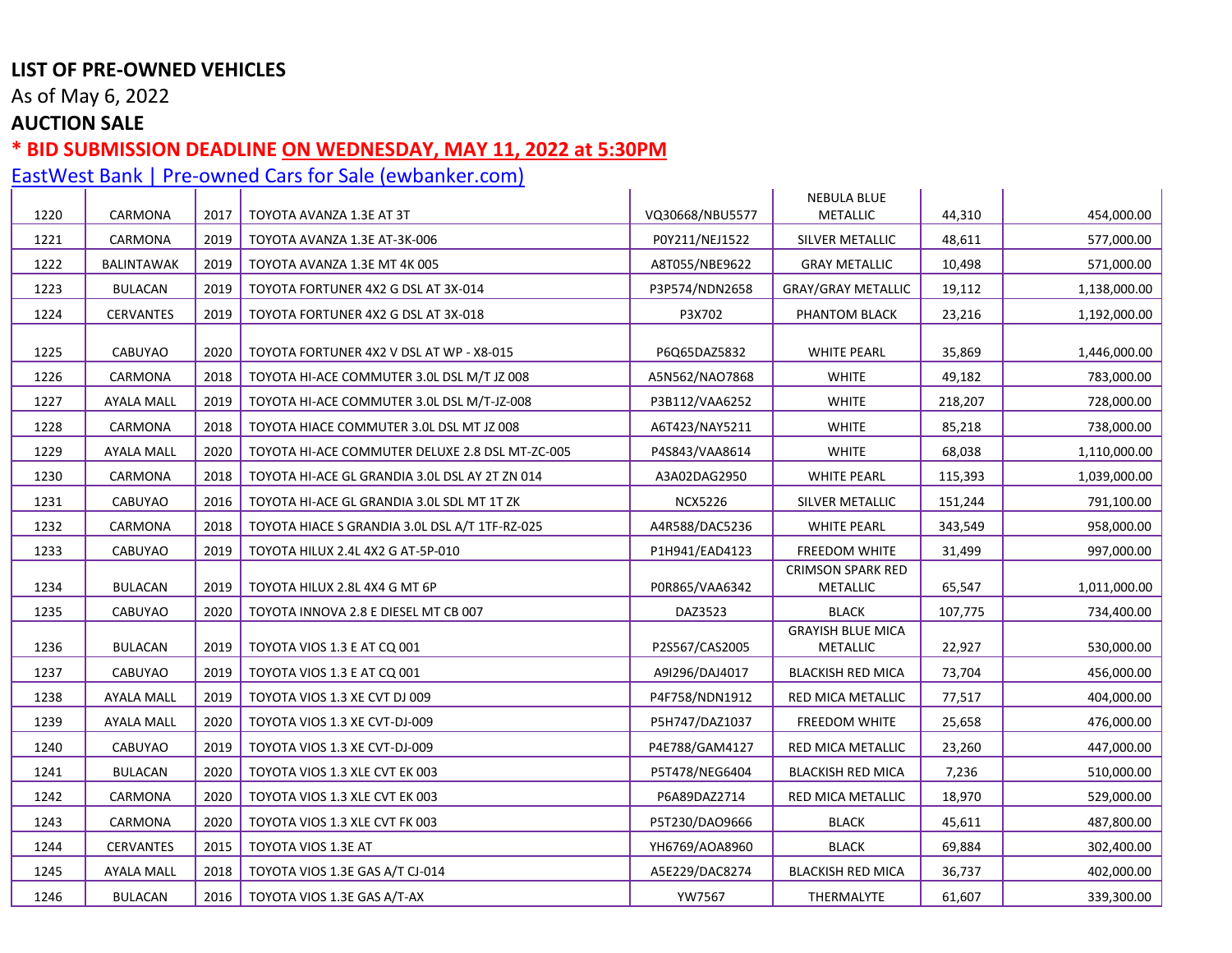**LIST OF PRE-OWNED VEHICLES**

As of May 6, 2022

**AUCTION SALE**

*** BID SUBMISSION DEADLINE ON WEDNESDAY, MAY 11, 2022 at 5:30PM**

[EastWest Bank | Pre-owned Cars for Sale (ewbanker.com)]

| | | | | | | | |
|---|---|---|---|---|---|---|---|
| 1220 | CARMONA | 2017 | TOYOTA AVANZA 1.3E AT 3T | VQ30668/NBU5577 | NEBULA BLUE METALLIC | 44,310 | 454,000.00 |
| 1221 | CARMONA | 2019 | TOYOTA AVANZA 1.3E AT-3K-006 | P0Y211/NEJ1522 | SILVER METALLIC | 48,611 | 577,000.00 |
| 1222 | BALINTAWAK | 2019 | TOYOTA AVANZA 1.3E MT 4K 005 | A8T055/NBE9622 | GRAY METALLIC | 10,498 | 571,000.00 |
| 1223 | BULACAN | 2019 | TOYOTA FORTUNER 4X2 G DSL AT 3X-014 | P3P574/NDN2658 | GRAY/GRAY METALLIC | 19,112 | 1,138,000.00 |
| 1224 | CERVANTES | 2019 | TOYOTA FORTUNER 4X2 G DSL AT 3X-018 | P3X702 | PHANTOM BLACK | 23,216 | 1,192,000.00 |
| 1225 | CABUYAO | 2020 | TOYOTA FORTUNER 4X2 V DSL AT WP - X8-015 | P6Q65DAZ5832 | WHITE PEARL | 35,869 | 1,446,000.00 |
| 1226 | CARMONA | 2018 | TOYOTA HI-ACE COMMUTER 3.0L DSL M/T JZ 008 | A5N562/NAO7868 | WHITE | 49,182 | 783,000.00 |
| 1227 | AYALA MALL | 2019 | TOYOTA HI-ACE COMMUTER 3.0L DSL M/T-JZ-008 | P3B112/VAA6252 | WHITE | 218,207 | 728,000.00 |
| 1228 | CARMONA | 2018 | TOYOTA HIACE COMMUTER 3.0L DSL MT JZ 008 | A6T423/NAY5211 | WHITE | 85,218 | 738,000.00 |
| 1229 | AYALA MALL | 2020 | TOYOTA HI-ACE COMMUTER DELUXE 2.8 DSL MT-ZC-005 | P4S843/VAA8614 | WHITE | 68,038 | 1,110,000.00 |
| 1230 | CARMONA | 2018 | TOYOTA HI-ACE GL GRANDIA 3.0L DSL AY 2T ZN 014 | A3A02DAG2950 | WHITE PEARL | 115,393 | 1,039,000.00 |
| 1231 | CABUYAO | 2016 | TOYOTA HI-ACE GL GRANDIA 3.0L SDL MT 1T ZK | NCX5226 | SILVER METALLIC | 151,244 | 791,100.00 |
| 1232 | CARMONA | 2018 | TOYOTA HIACE S GRANDIA 3.0L DSL A/T 1TF-RZ-025 | A4R588/DAC5236 | WHITE PEARL | 343,549 | 958,000.00 |
| 1233 | CABUYAO | 2019 | TOYOTA HILUX 2.4L 4X2 G AT-5P-010 | P1H941/EAD4123 | FREEDOM WHITE | 31,499 | 997,000.00 |
| 1234 | BULACAN | 2019 | TOYOTA HILUX 2.8L 4X4 G MT 6P | P0R865/VAA6342 | CRIMSON SPARK RED METALLIC | 65,547 | 1,011,000.00 |
| 1235 | CABUYAO | 2020 | TOYOTA INNOVA 2.8 E DIESEL MT CB 007 | DAZ3523 | BLACK | 107,775 | 734,400.00 |
| 1236 | BULACAN | 2019 | TOYOTA VIOS 1.3 E AT CQ 001 | P2S567/CAS2005 | GRAYISH BLUE MICA METALLIC | 22,927 | 530,000.00 |
| 1237 | CABUYAO | 2019 | TOYOTA VIOS 1.3 E AT CQ 001 | A9I296/DAJ4017 | BLACKISH RED MICA | 73,704 | 456,000.00 |
| 1238 | AYALA MALL | 2019 | TOYOTA VIOS 1.3 XE CVT DJ 009 | P4F758/NDN1912 | RED MICA METALLIC | 77,517 | 404,000.00 |
| 1239 | AYALA MALL | 2020 | TOYOTA VIOS 1.3 XE CVT-DJ-009 | P5H747/DAZ1037 | FREEDOM WHITE | 25,658 | 476,000.00 |
| 1240 | CABUYAO | 2019 | TOYOTA VIOS 1.3 XE CVT-DJ-009 | P4E788/GAM4127 | RED MICA METALLIC | 23,260 | 447,000.00 |
| 1241 | BULACAN | 2020 | TOYOTA VIOS 1.3 XLE CVT EK 003 | P5T478/NEG6404 | BLACKISH RED MICA | 7,236 | 510,000.00 |
| 1242 | CARMONA | 2020 | TOYOTA VIOS 1.3 XLE CVT EK 003 | P6A89DAZ2714 | RED MICA METALLIC | 18,970 | 529,000.00 |
| 1243 | CARMONA | 2020 | TOYOTA VIOS 1.3 XLE CVT FK 003 | P5T230/DAO9666 | BLACK | 45,611 | 487,800.00 |
| 1244 | CERVANTES | 2015 | TOYOTA VIOS 1.3E AT | YH6769/AOA8960 | BLACK | 69,884 | 302,400.00 |
| 1245 | AYALA MALL | 2018 | TOYOTA VIOS 1.3E GAS A/T CJ-014 | A5E229/DAC8274 | BLACKISH RED MICA | 36,737 | 402,000.00 |
| 1246 | BULACAN | 2016 | TOYOTA VIOS 1.3E GAS A/T-AX | YW7567 | THERMALYTE | 61,607 | 339,300.00 |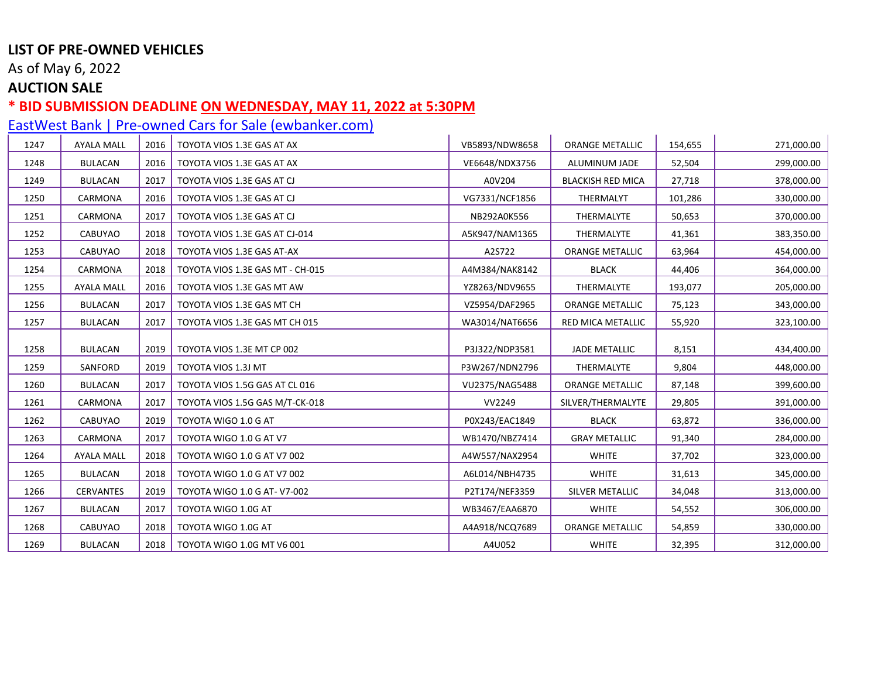**LIST OF PRE-OWNED VEHICLES**

As of May 6, 2022

**AUCTION SALE**

*** BID SUBMISSION DEADLINE ON WEDNESDAY, MAY 11, 2022 at 5:30PM**

EastWest Bank | Pre-owned Cars for Sale (ewbanker.com)

| | | | | | | | |
|---|---|---|---|---|---|---|---|
| 1247 | AYALA MALL | 2016 | TOYOTA VIOS 1.3E GAS AT AX | VB5893/NDW8658 | ORANGE METALLIC | 154,655 | 271,000.00 |
| 1248 | BULACAN | 2016 | TOYOTA VIOS 1.3E GAS AT AX | VE6648/NDX3756 | ALUMINUM JADE | 52,504 | 299,000.00 |
| 1249 | BULACAN | 2017 | TOYOTA VIOS 1.3E GAS AT CJ | A0V204 | BLACKISH RED MICA | 27,718 | 378,000.00 |
| 1250 | CARMONA | 2016 | TOYOTA VIOS 1.3E GAS AT CJ | VG7331/NCF1856 | THERMALYT | 101,286 | 330,000.00 |
| 1251 | CARMONA | 2017 | TOYOTA VIOS 1.3E GAS AT CJ | NB292A0K556 | THERMALYTE | 50,653 | 370,000.00 |
| 1252 | CABUYAO | 2018 | TOYOTA VIOS 1.3E GAS AT CJ-014 | A5K947/NAM1365 | THERMALYTE | 41,361 | 383,350.00 |
| 1253 | CABUYAO | 2018 | TOYOTA VIOS 1.3E GAS AT-AX | A2S722 | ORANGE METALLIC | 63,964 | 454,000.00 |
| 1254 | CARMONA | 2018 | TOYOTA VIOS 1.3E GAS MT - CH-015 | A4M384/NAK8142 | BLACK | 44,406 | 364,000.00 |
| 1255 | AYALA MALL | 2016 | TOYOTA VIOS 1.3E GAS MT AW | YZ8263/NDV9655 | THERMALYTE | 193,077 | 205,000.00 |
| 1256 | BULACAN | 2017 | TOYOTA VIOS 1.3E GAS MT CH | VZ5954/DAF2965 | ORANGE METALLIC | 75,123 | 343,000.00 |
| 1257 | BULACAN | 2017 | TOYOTA VIOS 1.3E GAS MT CH 015 | WA3014/NAT6656 | RED MICA METALLIC | 55,920 | 323,100.00 |
| 1258 | BULACAN | 2019 | TOYOTA VIOS 1.3E MT CP 002 | P3J322/NDP3581 | JADE METALLIC | 8,151 | 434,400.00 |
| 1259 | SANFORD | 2019 | TOYOTA VIOS 1.3J MT | P3W267/NDN2796 | THERMALYTE | 9,804 | 448,000.00 |
| 1260 | BULACAN | 2017 | TOYOTA VIOS 1.5G GAS AT CL 016 | VU2375/NAG5488 | ORANGE METALLIC | 87,148 | 399,600.00 |
| 1261 | CARMONA | 2017 | TOYOTA VIOS 1.5G GAS M/T-CK-018 | VV2249 | SILVER/THERMALYTE | 29,805 | 391,000.00 |
| 1262 | CABUYAO | 2019 | TOYOTA WIGO 1.0 G AT | P0X243/EAC1849 | BLACK | 63,872 | 336,000.00 |
| 1263 | CARMONA | 2017 | TOYOTA WIGO 1.0 G AT V7 | WB1470/NBZ7414 | GRAY METALLIC | 91,340 | 284,000.00 |
| 1264 | AYALA MALL | 2018 | TOYOTA WIGO 1.0 G AT V7 002 | A4W557/NAX2954 | WHITE | 37,702 | 323,000.00 |
| 1265 | BULACAN | 2018 | TOYOTA WIGO 1.0 G AT V7 002 | A6L014/NBH4735 | WHITE | 31,613 | 345,000.00 |
| 1266 | CERVANTES | 2019 | TOYOTA WIGO 1.0 G AT- V7-002 | P2T174/NEF3359 | SILVER METALLIC | 34,048 | 313,000.00 |
| 1267 | BULACAN | 2017 | TOYOTA WIGO 1.0G AT | WB3467/EAA6870 | WHITE | 54,552 | 306,000.00 |
| 1268 | CABUYAO | 2018 | TOYOTA WIGO 1.0G AT | A4A918/NCQ7689 | ORANGE METALLIC | 54,859 | 330,000.00 |
| 1269 | BULACAN | 2018 | TOYOTA WIGO 1.0G MT V6 001 | A4U052 | WHITE | 32,395 | 312,000.00 |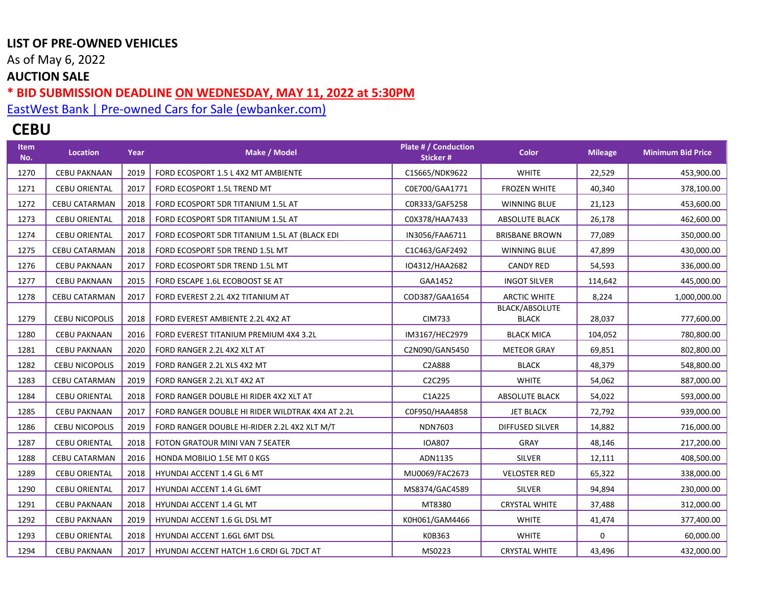**LIST OF PRE-OWNED VEHICLES**

As of May 6, 2022

**AUCTION SALE**

**\* BID SUBMISSION DEADLINE ON WEDNESDAY, MAY 11, 2022 at 5:30PM**

EastWest Bank | Pre-owned Cars for Sale (ewbanker.com)

## CEBU

| Item No. | Location | Year | Make / Model | Plate # / Conduction Sticker # | Color | Mileage | Minimum Bid Price |
|---|---|---|---|---|---|---|---|
| 1270 | CEBU PAKNAAN | 2019 | FORD ECOSPORT 1.5 L 4X2 MT AMBIENTE | C1S665/NDK9622 | WHITE | 22,529 | 453,900.00 |
| 1271 | CEBU ORIENTAL | 2017 | FORD ECOSPORT 1.5L TREND MT | C0E700/GAA1771 | FROZEN WHITE | 40,340 | 378,100.00 |
| 1272 | CEBU CATARMAN | 2018 | FORD ECOSPORT 5DR TITANIUM 1.5L AT | C0R333/GAF5258 | WINNING BLUE | 21,123 | 453,600.00 |
| 1273 | CEBU ORIENTAL | 2018 | FORD ECOSPORT 5DR TITANIUM 1.5L AT | C0X378/HAA7433 | ABSOLUTE BLACK | 26,178 | 462,600.00 |
| 1274 | CEBU ORIENTAL | 2017 | FORD ECOSPORT 5DR TITANIUM 1.5L AT (BLACK EDI | IN3056/FAA6711 | BRISBANE BROWN | 77,089 | 350,000.00 |
| 1275 | CEBU CATARMAN | 2018 | FORD ECOSPORT 5DR TREND 1.5L MT | C1C463/GAF2492 | WINNING BLUE | 47,899 | 430,000.00 |
| 1276 | CEBU PAKNAAN | 2017 | FORD ECOSPORT 5DR TREND 1.5L MT | IO4312/HAA2682 | CANDY RED | 54,593 | 336,000.00 |
| 1277 | CEBU PAKNAAN | 2015 | FORD ESCAPE 1.6L ECOBOOST SE AT | GAA1452 | INGOT SILVER | 114,642 | 445,000.00 |
| 1278 | CEBU CATARMAN | 2017 | FORD EVEREST 2.2L 4X2 TITANIUM AT | COD387/GAA1654 | ARCTIC WHITE | 8,224 | 1,000,000.00 |
| 1279 | CEBU NICOPOLIS | 2018 | FORD EVEREST AMBIENTE 2.2L 4X2 AT | CIM733 | BLACK/ABSOLUTE BLACK | 28,037 | 777,600.00 |
| 1280 | CEBU PAKNAAN | 2016 | FORD EVEREST TITANIUM PREMIUM 4X4 3.2L | IM3167/HEC2979 | BLACK MICA | 104,052 | 780,800.00 |
| 1281 | CEBU PAKNAAN | 2020 | FORD RANGER 2.2L 4X2 XLT AT | C2N090/GAN5450 | METEOR GRAY | 69,851 | 802,800.00 |
| 1282 | CEBU NICOPOLIS | 2019 | FORD RANGER 2.2L XLS 4X2 MT | C2A888 | BLACK | 48,379 | 548,800.00 |
| 1283 | CEBU CATARMAN | 2019 | FORD RANGER 2.2L XLT 4X2 AT | C2C295 | WHITE | 54,062 | 887,000.00 |
| 1284 | CEBU ORIENTAL | 2018 | FORD RANGER DOUBLE HI RIDER 4X2 XLT AT | C1A225 | ABSOLUTE BLACK | 54,022 | 593,000.00 |
| 1285 | CEBU PAKNAAN | 2017 | FORD RANGER DOUBLE HI RIDER WILDTRAK 4X4 AT 2.2L | C0F950/HAA4858 | JET BLACK | 72,792 | 939,000.00 |
| 1286 | CEBU NICOPOLIS | 2019 | FORD RANGER DOUBLE HI-RIDER 2.2L 4X2 XLT M/T | NDN7603 | DIFFUSED SILVER | 14,882 | 716,000.00 |
| 1287 | CEBU ORIENTAL | 2018 | FOTON GRATOUR MINI VAN 7 SEATER | IOA807 | GRAY | 48,146 | 217,200.00 |
| 1288 | CEBU CATARMAN | 2016 | HONDA MOBILIO 1.5E MT 0 KGS | ADN1135 | SILVER | 12,111 | 408,500.00 |
| 1289 | CEBU ORIENTAL | 2018 | HYUNDAI ACCENT 1.4 GL 6 MT | MU0069/FAC2673 | VELOSTER RED | 65,322 | 338,000.00 |
| 1290 | CEBU ORIENTAL | 2017 | HYUNDAI ACCENT 1.4 GL 6MT | MS8374/GAC4589 | SILVER | 94,894 | 230,000.00 |
| 1291 | CEBU PAKNAAN | 2018 | HYUNDAI ACCENT 1.4 GL MT | MT8380 | CRYSTAL WHITE | 37,488 | 312,000.00 |
| 1292 | CEBU PAKNAAN | 2019 | HYUNDAI ACCENT 1.6 GL DSL MT | K0H061/GAM4466 | WHITE | 41,474 | 377,400.00 |
| 1293 | CEBU ORIENTAL | 2018 | HYUNDAI ACCENT 1.6GL 6MT DSL | K0B363 | WHITE | 0 | 60,000.00 |
| 1294 | CEBU PAKNAAN | 2017 | HYUNDAI ACCENT HATCH 1.6 CRDI GL 7DCT AT | MS0223 | CRYSTAL WHITE | 43,496 | 432,000.00 |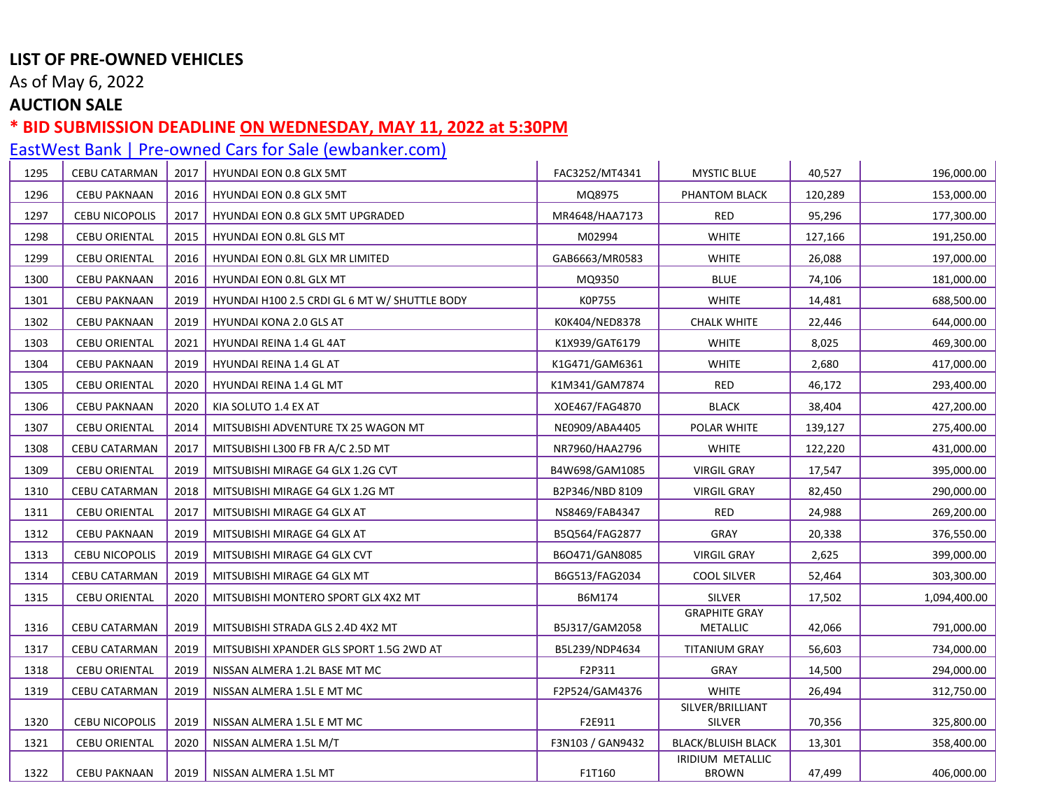**LIST OF PRE-OWNED VEHICLES**

As of May 6, 2022

**AUCTION SALE**

*** BID SUBMISSION DEADLINE ON WEDNESDAY, MAY 11, 2022 at 5:30PM**

EastWest Bank | Pre-owned Cars for Sale (ewbanker.com)

| | | | | | | | |
|---|---|---|---|---|---|---|---|
| 1295 | CEBU CATARMAN | 2017 | HYUNDAI EON 0.8 GLX 5MT | FAC3252/MT4341 | MYSTIC BLUE | 40,527 | 196,000.00 |
| 1296 | CEBU PAKNAAN | 2016 | HYUNDAI EON 0.8 GLX 5MT | MQ8975 | PHANTOM BLACK | 120,289 | 153,000.00 |
| 1297 | CEBU NICOPOLIS | 2017 | HYUNDAI EON 0.8 GLX 5MT UPGRADED | MR4648/HAA7173 | RED | 95,296 | 177,300.00 |
| 1298 | CEBU ORIENTAL | 2015 | HYUNDAI EON 0.8L GLS MT | M02994 | WHITE | 127,166 | 191,250.00 |
| 1299 | CEBU ORIENTAL | 2016 | HYUNDAI EON 0.8L GLX MR LIMITED | GAB6663/MR0583 | WHITE | 26,088 | 197,000.00 |
| 1300 | CEBU PAKNAAN | 2016 | HYUNDAI EON 0.8L GLX MT | MQ9350 | BLUE | 74,106 | 181,000.00 |
| 1301 | CEBU PAKNAAN | 2019 | HYUNDAI H100 2.5 CRDI GL 6 MT W/ SHUTTLE BODY | K0P755 | WHITE | 14,481 | 688,500.00 |
| 1302 | CEBU PAKNAAN | 2019 | HYUNDAI KONA 2.0 GLS AT | K0K404/NED8378 | CHALK WHITE | 22,446 | 644,000.00 |
| 1303 | CEBU ORIENTAL | 2021 | HYUNDAI REINA 1.4 GL 4AT | K1X939/GAT6179 | WHITE | 8,025 | 469,300.00 |
| 1304 | CEBU PAKNAAN | 2019 | HYUNDAI REINA 1.4 GL AT | K1G471/GAM6361 | WHITE | 2,680 | 417,000.00 |
| 1305 | CEBU ORIENTAL | 2020 | HYUNDAI REINA 1.4 GL MT | K1M341/GAM7874 | RED | 46,172 | 293,400.00 |
| 1306 | CEBU PAKNAAN | 2020 | KIA SOLUTO 1.4 EX AT | XOE467/FAG4870 | BLACK | 38,404 | 427,200.00 |
| 1307 | CEBU ORIENTAL | 2014 | MITSUBISHI ADVENTURE TX 25 WAGON MT | NE0909/ABA4405 | POLAR WHITE | 139,127 | 275,400.00 |
| 1308 | CEBU CATARMAN | 2017 | MITSUBISHI L300 FB FR A/C 2.5D MT | NR7960/HAA2796 | WHITE | 122,220 | 431,000.00 |
| 1309 | CEBU ORIENTAL | 2019 | MITSUBISHI MIRAGE G4 GLX 1.2G CVT | B4W698/GAM1085 | VIRGIL GRAY | 17,547 | 395,000.00 |
| 1310 | CEBU CATARMAN | 2018 | MITSUBISHI MIRAGE G4 GLX 1.2G MT | B2P346/NBD 8109 | VIRGIL GRAY | 82,450 | 290,000.00 |
| 1311 | CEBU ORIENTAL | 2017 | MITSUBISHI MIRAGE G4 GLX AT | NS8469/FAB4347 | RED | 24,988 | 269,200.00 |
| 1312 | CEBU PAKNAAN | 2019 | MITSUBISHI MIRAGE G4 GLX AT | B5Q564/FAG2877 | GRAY | 20,338 | 376,550.00 |
| 1313 | CEBU NICOPOLIS | 2019 | MITSUBISHI MIRAGE G4 GLX CVT | B6O471/GAN8085 | VIRGIL GRAY | 2,625 | 399,000.00 |
| 1314 | CEBU CATARMAN | 2019 | MITSUBISHI MIRAGE G4 GLX MT | B6G513/FAG2034 | COOL SILVER | 52,464 | 303,300.00 |
| 1315 | CEBU ORIENTAL | 2020 | MITSUBISHI MONTERO SPORT GLX 4X2 MT | B6M174 | SILVER | 17,502 | 1,094,400.00 |
| 1316 | CEBU CATARMAN | 2019 | MITSUBISHI STRADA GLS 2.4D 4X2 MT | B5J317/GAM2058 | GRAPHITE GRAY METALLIC | 42,066 | 791,000.00 |
| 1317 | CEBU CATARMAN | 2019 | MITSUBISHI XPANDER GLS SPORT 1.5G 2WD AT | B5L239/NDP4634 | TITANIUM GRAY | 56,603 | 734,000.00 |
| 1318 | CEBU ORIENTAL | 2019 | NISSAN ALMERA 1.2L BASE MT MC | F2P311 | GRAY | 14,500 | 294,000.00 |
| 1319 | CEBU CATARMAN | 2019 | NISSAN ALMERA 1.5L E MT MC | F2P524/GAM4376 | WHITE | 26,494 | 312,750.00 |
| 1320 | CEBU NICOPOLIS | 2019 | NISSAN ALMERA 1.5L E MT MC | F2E911 | SILVER/BRILLIANT SILVER | 70,356 | 325,800.00 |
| 1321 | CEBU ORIENTAL | 2020 | NISSAN ALMERA 1.5L M/T | F3N103 / GAN9432 | BLACK/BLUISH BLACK | 13,301 | 358,400.00 |
| 1322 | CEBU PAKNAAN | 2019 | NISSAN ALMERA 1.5L MT | F1T160 | IRIDIUM METALLIC BROWN | 47,499 | 406,000.00 |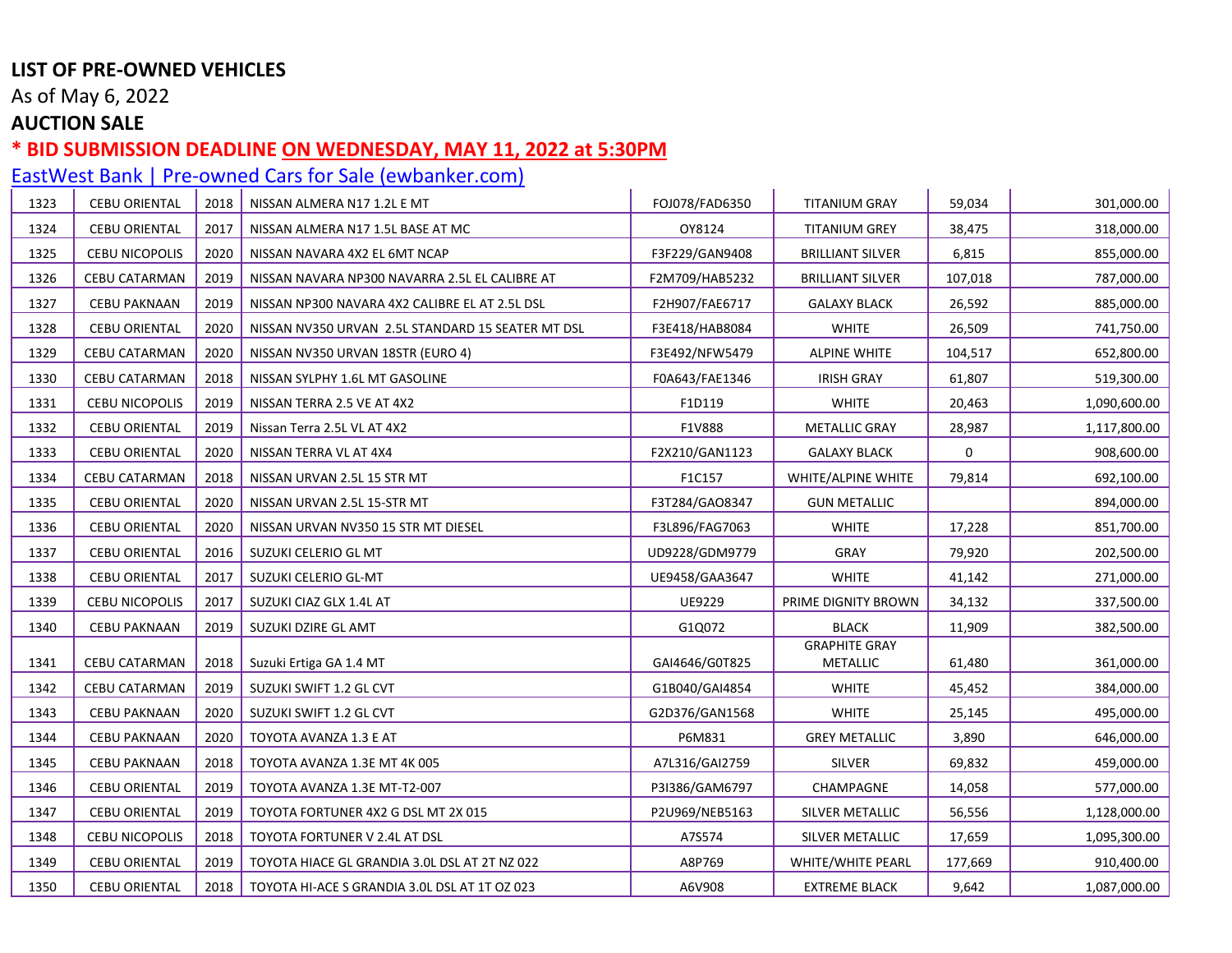**LIST OF PRE-OWNED VEHICLES**

As of May 6, 2022

**AUCTION SALE**

**\* BID SUBMISSION DEADLINE ON WEDNESDAY, MAY 11, 2022 at 5:30PM**

EastWest Bank | Pre-owned Cars for Sale (ewbanker.com)

| | | | | | | | |
|---|---|---|---|---|---|---|---|
| 1323 | CEBU ORIENTAL | 2018 | NISSAN ALMERA N17 1.2L E MT | FOJ078/FAD6350 | TITANIUM GRAY | 59,034 | 301,000.00 |
| 1324 | CEBU ORIENTAL | 2017 | NISSAN ALMERA N17 1.5L BASE AT MC | OY8124 | TITANIUM GREY | 38,475 | 318,000.00 |
| 1325 | CEBU NICOPOLIS | 2020 | NISSAN NAVARA 4X2 EL 6MT NCAP | F3F229/GAN9408 | BRILLIANT SILVER | 6,815 | 855,000.00 |
| 1326 | CEBU CATARMAN | 2019 | NISSAN NAVARA NP300 NAVARRA 2.5L EL CALIBRE AT | F2M709/HAB5232 | BRILLIANT SILVER | 107,018 | 787,000.00 |
| 1327 | CEBU PAKNAAN | 2019 | NISSAN NP300 NAVARA 4X2 CALIBRE EL AT 2.5L DSL | F2H907/FAE6717 | GALAXY BLACK | 26,592 | 885,000.00 |
| 1328 | CEBU ORIENTAL | 2020 | NISSAN NV350 URVAN 2.5L STANDARD 15 SEATER MT DSL | F3E418/HAB8084 | WHITE | 26,509 | 741,750.00 |
| 1329 | CEBU CATARMAN | 2020 | NISSAN NV350 URVAN 18STR (EURO 4) | F3E492/NFW5479 | ALPINE WHITE | 104,517 | 652,800.00 |
| 1330 | CEBU CATARMAN | 2018 | NISSAN SYLPHY 1.6L MT GASOLINE | F0A643/FAE1346 | IRISH GRAY | 61,807 | 519,300.00 |
| 1331 | CEBU NICOPOLIS | 2019 | NISSAN TERRA 2.5 VE AT 4X2 | F1D119 | WHITE | 20,463 | 1,090,600.00 |
| 1332 | CEBU ORIENTAL | 2019 | Nissan Terra 2.5L VL AT 4X2 | F1V888 | METALLIC GRAY | 28,987 | 1,117,800.00 |
| 1333 | CEBU ORIENTAL | 2020 | NISSAN TERRA VL AT 4X4 | F2X210/GAN1123 | GALAXY BLACK | 0 | 908,600.00 |
| 1334 | CEBU CATARMAN | 2018 | NISSAN URVAN 2.5L 15 STR MT | F1C157 | WHITE/ALPINE WHITE | 79,814 | 692,100.00 |
| 1335 | CEBU ORIENTAL | 2020 | NISSAN URVAN 2.5L 15-STR MT | F3T284/GAO8347 | GUN METALLIC | | 894,000.00 |
| 1336 | CEBU ORIENTAL | 2020 | NISSAN URVAN NV350 15 STR MT DIESEL | F3L896/FAG7063 | WHITE | 17,228 | 851,700.00 |
| 1337 | CEBU ORIENTAL | 2016 | SUZUKI CELERIO GL MT | UD9228/GDM9779 | GRAY | 79,920 | 202,500.00 |
| 1338 | CEBU ORIENTAL | 2017 | SUZUKI CELERIO GL-MT | UE9458/GAA3647 | WHITE | 41,142 | 271,000.00 |
| 1339 | CEBU NICOPOLIS | 2017 | SUZUKI CIAZ GLX 1.4L AT | UE9229 | PRIME DIGNITY BROWN | 34,132 | 337,500.00 |
| 1340 | CEBU PAKNAAN | 2019 | SUZUKI DZIRE GL AMT | G1Q072 | BLACK | 11,909 | 382,500.00 |
| 1341 | CEBU CATARMAN | 2018 | Suzuki Ertiga GA 1.4 MT | GAI4646/G0T825 | GRAPHITE GRAY METALLIC | 61,480 | 361,000.00 |
| 1342 | CEBU CATARMAN | 2019 | SUZUKI SWIFT 1.2 GL CVT | G1B040/GAI4854 | WHITE | 45,452 | 384,000.00 |
| 1343 | CEBU PAKNAAN | 2020 | SUZUKI SWIFT 1.2 GL CVT | G2D376/GAN1568 | WHITE | 25,145 | 495,000.00 |
| 1344 | CEBU PAKNAAN | 2020 | TOYOTA AVANZA 1.3 E AT | P6M831 | GREY METALLIC | 3,890 | 646,000.00 |
| 1345 | CEBU PAKNAAN | 2018 | TOYOTA AVANZA 1.3E MT 4K 005 | A7L316/GAI2759 | SILVER | 69,832 | 459,000.00 |
| 1346 | CEBU ORIENTAL | 2019 | TOYOTA AVANZA 1.3E MT-T2-007 | P3I386/GAM6797 | CHAMPAGNE | 14,058 | 577,000.00 |
| 1347 | CEBU ORIENTAL | 2019 | TOYOTA FORTUNER 4X2 G DSL MT 2X 015 | P2U969/NEB5163 | SILVER METALLIC | 56,556 | 1,128,000.00 |
| 1348 | CEBU NICOPOLIS | 2018 | TOYOTA FORTUNER V 2.4L AT DSL | A7S574 | SILVER METALLIC | 17,659 | 1,095,300.00 |
| 1349 | CEBU ORIENTAL | 2019 | TOYOTA HIACE GL GRANDIA 3.0L DSL AT 2T NZ 022 | A8P769 | WHITE/WHITE PEARL | 177,669 | 910,400.00 |
| 1350 | CEBU ORIENTAL | 2018 | TOYOTA HI-ACE S GRANDIA 3.0L DSL AT 1T OZ 023 | A6V908 | EXTREME BLACK | 9,642 | 1,087,000.00 |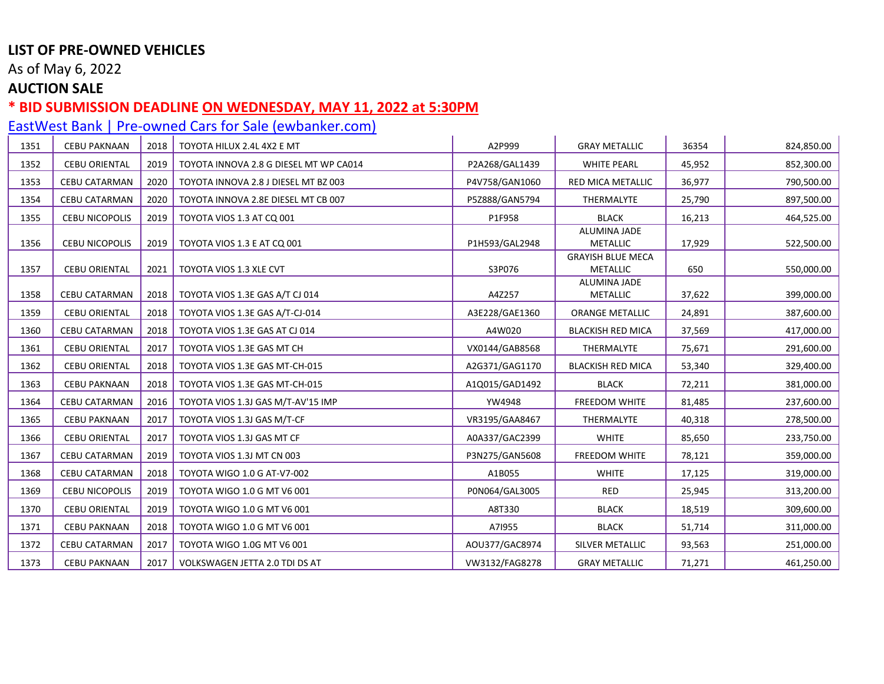**LIST OF PRE-OWNED VEHICLES**

As of May 6, 2022

**AUCTION SALE**

**\* BID SUBMISSION DEADLINE ON WEDNESDAY, MAY 11, 2022 at 5:30PM**

[EastWest Bank | Pre-owned Cars for Sale (ewbanker.com)]

| | | | | | | | |
|---|---|---|---|---|---|---|---|
| 1351 | CEBU PAKNAAN | 2018 | TOYOTA HILUX 2.4L 4X2 E MT | A2P999 | GRAY METALLIC | 36354 | 824,850.00 |
| 1352 | CEBU ORIENTAL | 2019 | TOYOTA INNOVA 2.8 G DIESEL MT WP CA014 | P2A268/GAL1439 | WHITE PEARL | 45,952 | 852,300.00 |
| 1353 | CEBU CATARMAN | 2020 | TOYOTA INNOVA 2.8 J DIESEL MT BZ 003 | P4V758/GAN1060 | RED MICA METALLIC | 36,977 | 790,500.00 |
| 1354 | CEBU CATARMAN | 2020 | TOYOTA INNOVA 2.8E DIESEL MT CB 007 | P5Z888/GAN5794 | THERMALYTE | 25,790 | 897,500.00 |
| 1355 | CEBU NICOPOLIS | 2019 | TOYOTA VIOS 1.3 AT CQ 001 | P1F958 | BLACK | 16,213 | 464,525.00 |
| 1356 | CEBU NICOPOLIS | 2019 | TOYOTA VIOS 1.3 E AT CQ 001 | P1H593/GAL2948 | ALUMINA JADE METALLIC | 17,929 | 522,500.00 |
| 1357 | CEBU ORIENTAL | 2021 | TOYOTA VIOS 1.3 XLE CVT | S3P076 | GRAYISH BLUE MECA METALLIC | 650 | 550,000.00 |
| 1358 | CEBU CATARMAN | 2018 | TOYOTA VIOS 1.3E GAS A/T CJ 014 | A4Z257 | ALUMINA JADE METALLIC | 37,622 | 399,000.00 |
| 1359 | CEBU ORIENTAL | 2018 | TOYOTA VIOS 1.3E GAS A/T-CJ-014 | A3E228/GAE1360 | ORANGE METALLIC | 24,891 | 387,600.00 |
| 1360 | CEBU CATARMAN | 2018 | TOYOTA VIOS 1.3E GAS AT CJ 014 | A4W020 | BLACKISH RED MICA | 37,569 | 417,000.00 |
| 1361 | CEBU ORIENTAL | 2017 | TOYOTA VIOS 1.3E GAS MT CH | VX0144/GAB8568 | THERMALYTE | 75,671 | 291,600.00 |
| 1362 | CEBU ORIENTAL | 2018 | TOYOTA VIOS 1.3E GAS MT-CH-015 | A2G371/GAG1170 | BLACKISH RED MICA | 53,340 | 329,400.00 |
| 1363 | CEBU PAKNAAN | 2018 | TOYOTA VIOS 1.3E GAS MT-CH-015 | A1Q015/GAD1492 | BLACK | 72,211 | 381,000.00 |
| 1364 | CEBU CATARMAN | 2016 | TOYOTA VIOS 1.3J GAS M/T-AV'15 IMP | YW4948 | FREEDOM WHITE | 81,485 | 237,600.00 |
| 1365 | CEBU PAKNAAN | 2017 | TOYOTA VIOS 1.3J GAS M/T-CF | VR3195/GAA8467 | THERMALYTE | 40,318 | 278,500.00 |
| 1366 | CEBU ORIENTAL | 2017 | TOYOTA VIOS 1.3J GAS MT CF | A0A337/GAC2399 | WHITE | 85,650 | 233,750.00 |
| 1367 | CEBU CATARMAN | 2019 | TOYOTA VIOS 1.3J MT CN 003 | P3N275/GAN5608 | FREEDOM WHITE | 78,121 | 359,000.00 |
| 1368 | CEBU CATARMAN | 2018 | TOYOTA WIGO 1.0 G AT-V7-002 | A1B055 | WHITE | 17,125 | 319,000.00 |
| 1369 | CEBU NICOPOLIS | 2019 | TOYOTA WIGO 1.0 G MT V6 001 | P0N064/GAL3005 | RED | 25,945 | 313,200.00 |
| 1370 | CEBU ORIENTAL | 2019 | TOYOTA WIGO 1.0 G MT V6 001 | A8T330 | BLACK | 18,519 | 309,600.00 |
| 1371 | CEBU PAKNAAN | 2018 | TOYOTA WIGO 1.0 G MT V6 001 | A7I955 | BLACK | 51,714 | 311,000.00 |
| 1372 | CEBU CATARMAN | 2017 | TOYOTA WIGO 1.0G MT V6 001 | AOU377/GAC8974 | SILVER METALLIC | 93,563 | 251,000.00 |
| 1373 | CEBU PAKNAAN | 2017 | VOLKSWAGEN JETTA 2.0 TDI DS AT | VW3132/FAG8278 | GRAY METALLIC | 71,271 | 461,250.00 |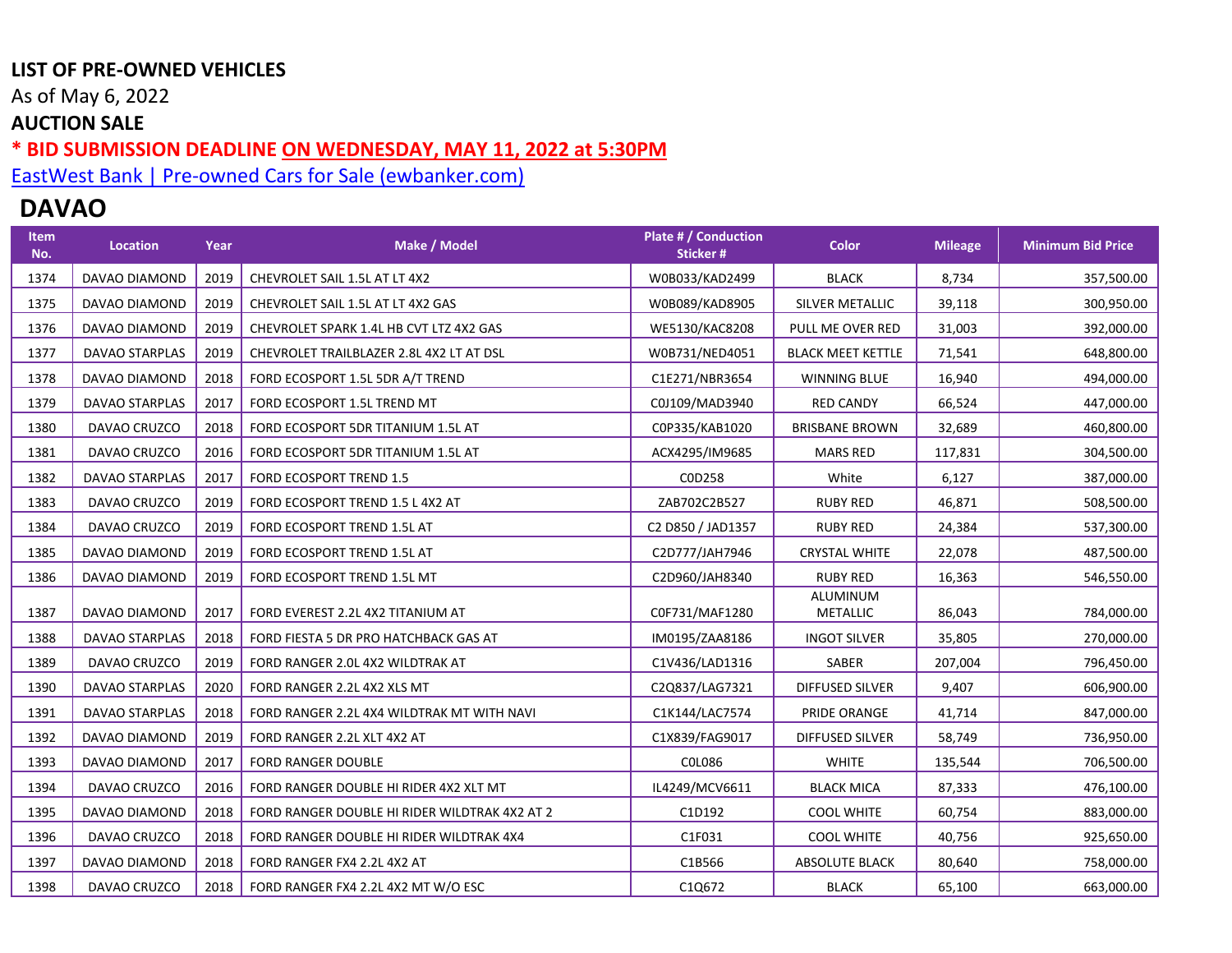**LIST OF PRE-OWNED VEHICLES**

As of May 6, 2022

**AUCTION SALE**

**\* BID SUBMISSION DEADLINE ON WEDNESDAY, MAY 11, 2022 at 5:30PM**

EastWest Bank | Pre-owned Cars for Sale (ewbanker.com)

## DAVAO

| Item No. | Location | Year | Make / Model | Plate # / Conduction Sticker # | Color | Mileage | Minimum Bid Price |
|---|---|---|---|---|---|---|---|
| 1374 | DAVAO DIAMOND | 2019 | CHEVROLET SAIL 1.5L AT LT 4X2 | W0B033/KAD2499 | BLACK | 8,734 | 357,500.00 |
| 1375 | DAVAO DIAMOND | 2019 | CHEVROLET SAIL 1.5L AT LT 4X2 GAS | W0B089/KAD8905 | SILVER METALLIC | 39,118 | 300,950.00 |
| 1376 | DAVAO DIAMOND | 2019 | CHEVROLET SPARK 1.4L HB CVT LTZ 4X2 GAS | WE5130/KAC8208 | PULL ME OVER RED | 31,003 | 392,000.00 |
| 1377 | DAVAO STARPLAS | 2019 | CHEVROLET TRAILBLAZER 2.8L 4X2 LT AT DSL | W0B731/NED4051 | BLACK MEET KETTLE | 71,541 | 648,800.00 |
| 1378 | DAVAO DIAMOND | 2018 | FORD ECOSPORT 1.5L 5DR A/T TREND | C1E271/NBR3654 | WINNING BLUE | 16,940 | 494,000.00 |
| 1379 | DAVAO STARPLAS | 2017 | FORD ECOSPORT 1.5L TREND MT | C0J109/MAD3940 | RED CANDY | 66,524 | 447,000.00 |
| 1380 | DAVAO CRUZCO | 2018 | FORD ECOSPORT 5DR TITANIUM 1.5L AT | C0P335/KAB1020 | BRISBANE BROWN | 32,689 | 460,800.00 |
| 1381 | DAVAO CRUZCO | 2016 | FORD ECOSPORT 5DR TITANIUM 1.5L AT | ACX4295/IM9685 | MARS RED | 117,831 | 304,500.00 |
| 1382 | DAVAO STARPLAS | 2017 | FORD ECOSPORT TREND 1.5 | C0D258 | White | 6,127 | 387,000.00 |
| 1383 | DAVAO CRUZCO | 2019 | FORD ECOSPORT TREND 1.5 L 4X2 AT | ZAB702C2B527 | RUBY RED | 46,871 | 508,500.00 |
| 1384 | DAVAO CRUZCO | 2019 | FORD ECOSPORT TREND 1.5L AT | C2 D850 / JAD1357 | RUBY RED | 24,384 | 537,300.00 |
| 1385 | DAVAO DIAMOND | 2019 | FORD ECOSPORT TREND 1.5L AT | C2D777/JAH7946 | CRYSTAL WHITE | 22,078 | 487,500.00 |
| 1386 | DAVAO DIAMOND | 2019 | FORD ECOSPORT TREND 1.5L MT | C2D960/JAH8340 | RUBY RED | 16,363 | 546,550.00 |
| 1387 | DAVAO DIAMOND | 2017 | FORD EVEREST 2.2L 4X2 TITANIUM AT | C0F731/MAF1280 | ALUMINUM METALLIC | 86,043 | 784,000.00 |
| 1388 | DAVAO STARPLAS | 2018 | FORD FIESTA 5 DR PRO HATCHBACK GAS AT | IM0195/ZAA8186 | INGOT SILVER | 35,805 | 270,000.00 |
| 1389 | DAVAO CRUZCO | 2019 | FORD RANGER 2.0L 4X2 WILDTRAK AT | C1V436/LAD1316 | SABER | 207,004 | 796,450.00 |
| 1390 | DAVAO STARPLAS | 2020 | FORD RANGER 2.2L 4X2 XLS MT | C2Q837/LAG7321 | DIFFUSED SILVER | 9,407 | 606,900.00 |
| 1391 | DAVAO STARPLAS | 2018 | FORD RANGER 2.2L 4X4 WILDTRAK MT WITH NAVI | C1K144/LAC7574 | PRIDE ORANGE | 41,714 | 847,000.00 |
| 1392 | DAVAO DIAMOND | 2019 | FORD RANGER 2.2L XLT 4X2 AT | C1X839/FAG9017 | DIFFUSED SILVER | 58,749 | 736,950.00 |
| 1393 | DAVAO DIAMOND | 2017 | FORD RANGER DOUBLE | C0L086 | WHITE | 135,544 | 706,500.00 |
| 1394 | DAVAO CRUZCO | 2016 | FORD RANGER DOUBLE HI RIDER 4X2 XLT MT | IL4249/MCV6611 | BLACK MICA | 87,333 | 476,100.00 |
| 1395 | DAVAO DIAMOND | 2018 | FORD RANGER DOUBLE HI RIDER WILDTRAK 4X2 AT 2 | C1D192 | COOL WHITE | 60,754 | 883,000.00 |
| 1396 | DAVAO CRUZCO | 2018 | FORD RANGER DOUBLE HI RIDER WILDTRAK 4X4 | C1F031 | COOL WHITE | 40,756 | 925,650.00 |
| 1397 | DAVAO DIAMOND | 2018 | FORD RANGER FX4 2.2L 4X2 AT | C1B566 | ABSOLUTE BLACK | 80,640 | 758,000.00 |
| 1398 | DAVAO CRUZCO | 2018 | FORD RANGER FX4 2.2L 4X2 MT W/O ESC | C1Q672 | BLACK | 65,100 | 663,000.00 |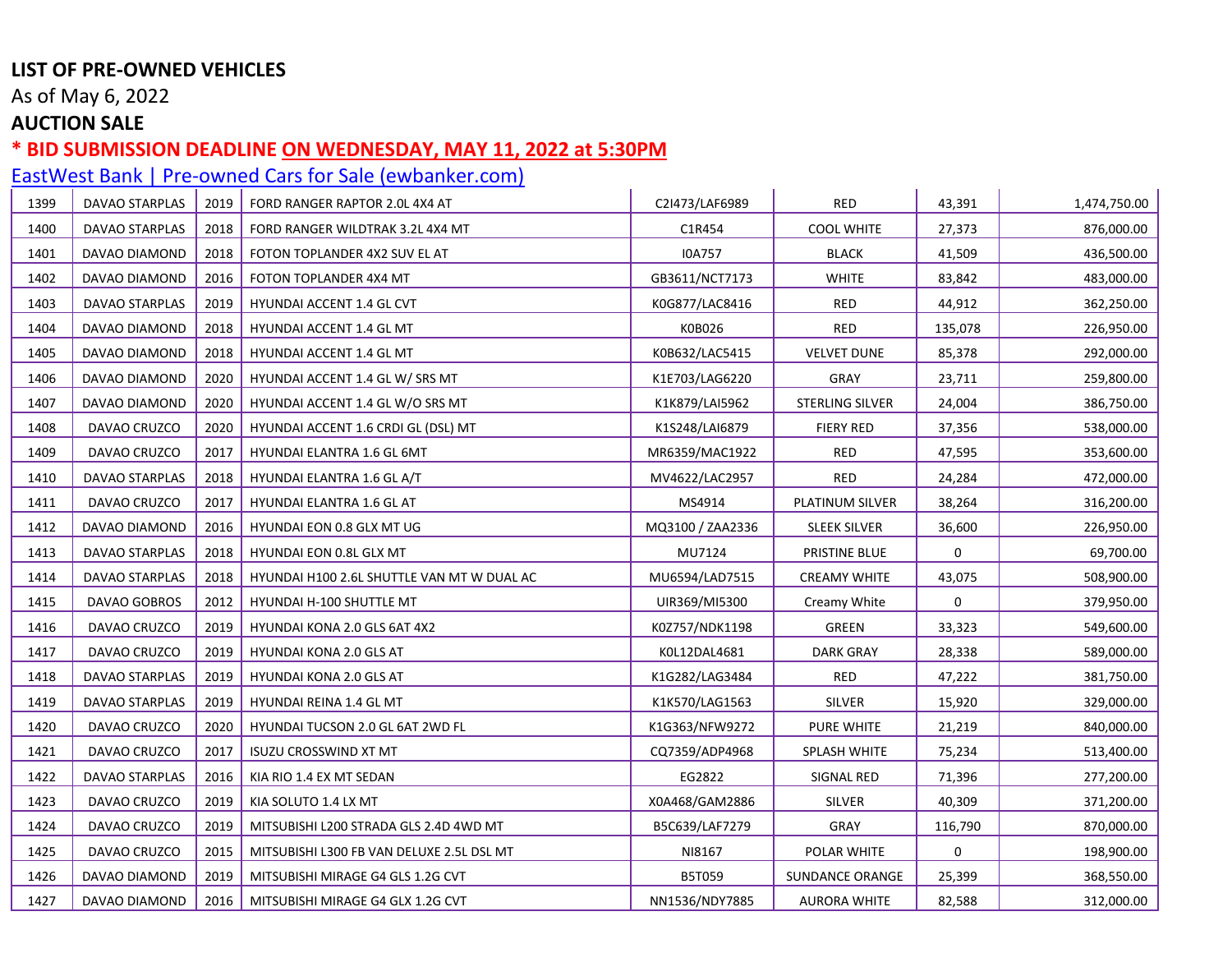**LIST OF PRE-OWNED VEHICLES**

As of May 6, 2022

**AUCTION SALE**

**\* BID SUBMISSION DEADLINE ON WEDNESDAY, MAY 11, 2022 at 5:30PM**

EastWest Bank | Pre-owned Cars for Sale (ewbanker.com)

| | | | | | | | |
|---|---|---|---|---|---|---|---|
| 1399 | DAVAO STARPLAS | 2019 | FORD RANGER RAPTOR 2.0L 4X4 AT | C2I473/LAF6989 | RED | 43,391 | 1,474,750.00 |
| 1400 | DAVAO STARPLAS | 2018 | FORD RANGER WILDTRAK 3.2L 4X4 MT | C1R454 | COOL WHITE | 27,373 | 876,000.00 |
| 1401 | DAVAO DIAMOND | 2018 | FOTON TOPLANDER 4X2 SUV EL AT | I0A757 | BLACK | 41,509 | 436,500.00 |
| 1402 | DAVAO DIAMOND | 2016 | FOTON TOPLANDER 4X4 MT | GB3611/NCT7173 | WHITE | 83,842 | 483,000.00 |
| 1403 | DAVAO STARPLAS | 2019 | HYUNDAI ACCENT 1.4 GL CVT | K0G877/LAC8416 | RED | 44,912 | 362,250.00 |
| 1404 | DAVAO DIAMOND | 2018 | HYUNDAI ACCENT 1.4 GL MT | K0B026 | RED | 135,078 | 226,950.00 |
| 1405 | DAVAO DIAMOND | 2018 | HYUNDAI ACCENT 1.4 GL MT | K0B632/LAC5415 | VELVET DUNE | 85,378 | 292,000.00 |
| 1406 | DAVAO DIAMOND | 2020 | HYUNDAI ACCENT 1.4 GL W/ SRS MT | K1E703/LAG6220 | GRAY | 23,711 | 259,800.00 |
| 1407 | DAVAO DIAMOND | 2020 | HYUNDAI ACCENT 1.4 GL W/O SRS MT | K1K879/LAI5962 | STERLING SILVER | 24,004 | 386,750.00 |
| 1408 | DAVAO CRUZCO | 2020 | HYUNDAI ACCENT 1.6 CRDI GL (DSL) MT | K1S248/LAI6879 | FIERY RED | 37,356 | 538,000.00 |
| 1409 | DAVAO CRUZCO | 2017 | HYUNDAI ELANTRA 1.6 GL 6MT | MR6359/MAC1922 | RED | 47,595 | 353,600.00 |
| 1410 | DAVAO STARPLAS | 2018 | HYUNDAI ELANTRA 1.6 GL A/T | MV4622/LAC2957 | RED | 24,284 | 472,000.00 |
| 1411 | DAVAO CRUZCO | 2017 | HYUNDAI ELANTRA 1.6 GL AT | MS4914 | PLATINUM SILVER | 38,264 | 316,200.00 |
| 1412 | DAVAO DIAMOND | 2016 | HYUNDAI EON 0.8 GLX MT UG | MQ3100 / ZAA2336 | SLEEK SILVER | 36,600 | 226,950.00 |
| 1413 | DAVAO STARPLAS | 2018 | HYUNDAI EON 0.8L GLX MT | MU7124 | PRISTINE BLUE | 0 | 69,700.00 |
| 1414 | DAVAO STARPLAS | 2018 | HYUNDAI H100 2.6L SHUTTLE VAN MT W DUAL AC | MU6594/LAD7515 | CREAMY WHITE | 43,075 | 508,900.00 |
| 1415 | DAVAO GOBROS | 2012 | HYUNDAI H-100 SHUTTLE MT | UIR369/MI5300 | Creamy White | 0 | 379,950.00 |
| 1416 | DAVAO CRUZCO | 2019 | HYUNDAI KONA 2.0 GLS 6AT 4X2 | K0Z757/NDK1198 | GREEN | 33,323 | 549,600.00 |
| 1417 | DAVAO CRUZCO | 2019 | HYUNDAI KONA 2.0 GLS AT | K0L12DAL4681 | DARK GRAY | 28,338 | 589,000.00 |
| 1418 | DAVAO STARPLAS | 2019 | HYUNDAI KONA 2.0 GLS AT | K1G282/LAG3484 | RED | 47,222 | 381,750.00 |
| 1419 | DAVAO STARPLAS | 2019 | HYUNDAI REINA 1.4 GL MT | K1K570/LAG1563 | SILVER | 15,920 | 329,000.00 |
| 1420 | DAVAO CRUZCO | 2020 | HYUNDAI TUCSON 2.0 GL 6AT 2WD FL | K1G363/NFW9272 | PURE WHITE | 21,219 | 840,000.00 |
| 1421 | DAVAO CRUZCO | 2017 | ISUZU CROSSWIND XT MT | CQ7359/ADP4968 | SPLASH WHITE | 75,234 | 513,400.00 |
| 1422 | DAVAO STARPLAS | 2016 | KIA RIO 1.4 EX MT SEDAN | EG2822 | SIGNAL RED | 71,396 | 277,200.00 |
| 1423 | DAVAO CRUZCO | 2019 | KIA SOLUTO 1.4 LX MT | X0A468/GAM2886 | SILVER | 40,309 | 371,200.00 |
| 1424 | DAVAO CRUZCO | 2019 | MITSUBISHI L200 STRADA GLS 2.4D 4WD MT | B5C639/LAF7279 | GRAY | 116,790 | 870,000.00 |
| 1425 | DAVAO CRUZCO | 2015 | MITSUBISHI L300 FB VAN DELUXE 2.5L DSL MT | NI8167 | POLAR WHITE | 0 | 198,900.00 |
| 1426 | DAVAO DIAMOND | 2019 | MITSUBISHI MIRAGE G4 GLS 1.2G CVT | B5T059 | SUNDANCE ORANGE | 25,399 | 368,550.00 |
| 1427 | DAVAO DIAMOND | 2016 | MITSUBISHI MIRAGE G4 GLX 1.2G CVT | NN1536/NDY7885 | AURORA WHITE | 82,588 | 312,000.00 |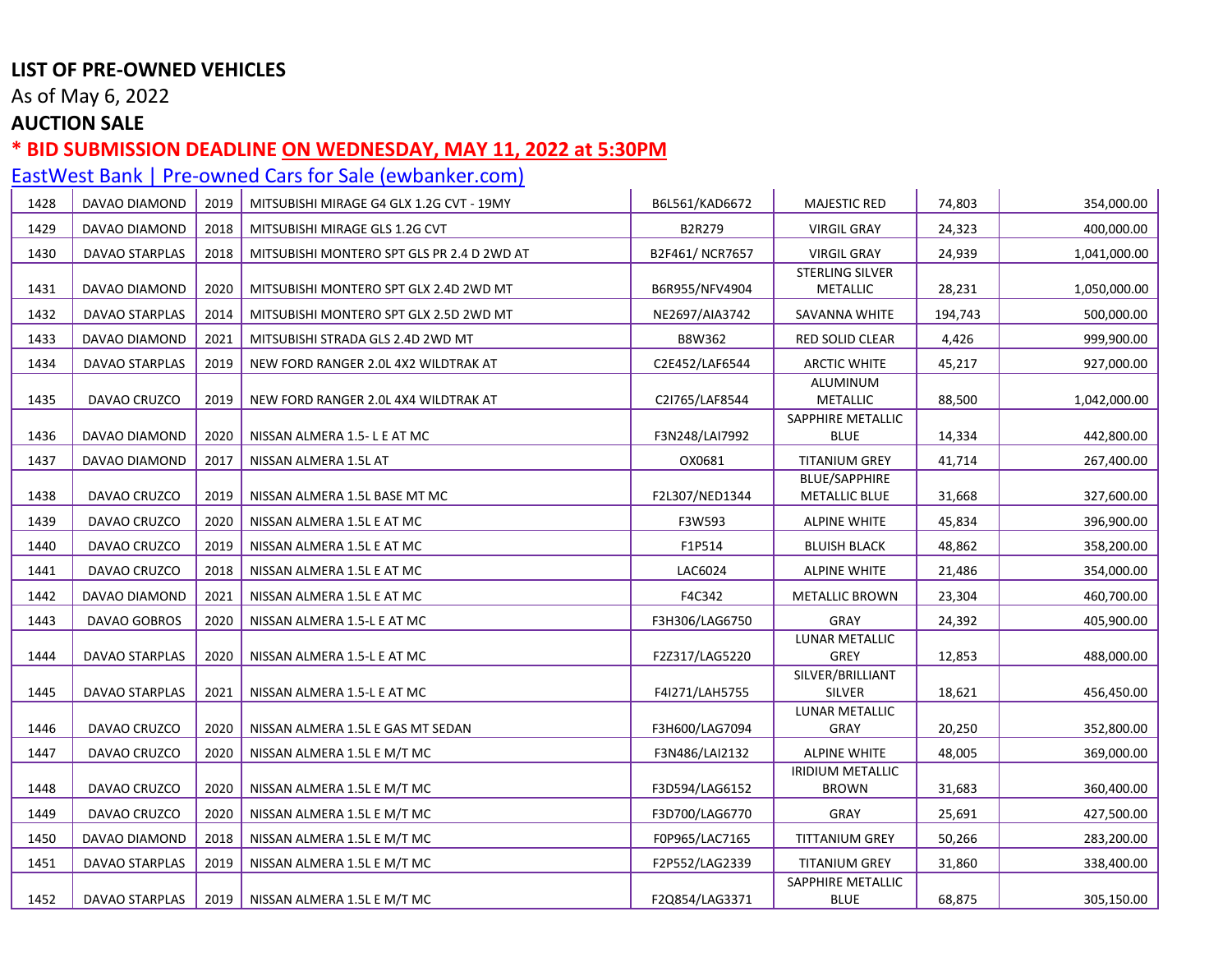**LIST OF PRE-OWNED VEHICLES**

As of May 6, 2022

**AUCTION SALE**

**\* BID SUBMISSION DEADLINE ON WEDNESDAY, MAY 11, 2022 at 5:30PM**

EastWest Bank | Pre-owned Cars for Sale (ewbanker.com)

| | | | | | | | |
|---|---|---|---|---|---|---|---|
| 1428 | DAVAO DIAMOND | 2019 | MITSUBISHI MIRAGE G4 GLX 1.2G CVT - 19MY | B6L561/KAD6672 | MAJESTIC RED | 74,803 | 354,000.00 |
| 1429 | DAVAO DIAMOND | 2018 | MITSUBISHI MIRAGE GLS 1.2G CVT | B2R279 | VIRGIL GRAY | 24,323 | 400,000.00 |
| 1430 | DAVAO STARPLAS | 2018 | MITSUBISHI MONTERO SPT GLS PR 2.4 D 2WD AT | B2F461/ NCR7657 | VIRGIL GRAY | 24,939 | 1,041,000.00 |
| 1431 | DAVAO DIAMOND | 2020 | MITSUBISHI MONTERO SPT GLX 2.4D 2WD MT | B6R955/NFV4904 | STERLING SILVER METALLIC | 28,231 | 1,050,000.00 |
| 1432 | DAVAO STARPLAS | 2014 | MITSUBISHI MONTERO SPT GLX 2.5D 2WD MT | NE2697/AIA3742 | SAVANNA WHITE | 194,743 | 500,000.00 |
| 1433 | DAVAO DIAMOND | 2021 | MITSUBISHI STRADA GLS 2.4D 2WD MT | B8W362 | RED SOLID CLEAR | 4,426 | 999,900.00 |
| 1434 | DAVAO STARPLAS | 2019 | NEW FORD RANGER 2.0L 4X2 WILDTRAK AT | C2E452/LAF6544 | ARCTIC WHITE | 45,217 | 927,000.00 |
| 1435 | DAVAO CRUZCO | 2019 | NEW FORD RANGER 2.0L 4X4 WILDTRAK AT | C2I765/LAF8544 | ALUMINUM METALLIC | 88,500 | 1,042,000.00 |
| 1436 | DAVAO DIAMOND | 2020 | NISSAN ALMERA 1.5- L E AT MC | F3N248/LAI7992 | SAPPHIRE METALLIC BLUE | 14,334 | 442,800.00 |
| 1437 | DAVAO DIAMOND | 2017 | NISSAN ALMERA 1.5L AT | OX0681 | TITANIUM GREY | 41,714 | 267,400.00 |
| 1438 | DAVAO CRUZCO | 2019 | NISSAN ALMERA 1.5L BASE MT MC | F2L307/NED1344 | BLUE/SAPPHIRE METALLIC BLUE | 31,668 | 327,600.00 |
| 1439 | DAVAO CRUZCO | 2020 | NISSAN ALMERA 1.5L E AT MC | F3W593 | ALPINE WHITE | 45,834 | 396,900.00 |
| 1440 | DAVAO CRUZCO | 2019 | NISSAN ALMERA 1.5L E AT MC | F1P514 | BLUISH BLACK | 48,862 | 358,200.00 |
| 1441 | DAVAO CRUZCO | 2018 | NISSAN ALMERA 1.5L E AT MC | LAC6024 | ALPINE WHITE | 21,486 | 354,000.00 |
| 1442 | DAVAO DIAMOND | 2021 | NISSAN ALMERA 1.5L E AT MC | F4C342 | METALLIC BROWN | 23,304 | 460,700.00 |
| 1443 | DAVAO GOBROS | 2020 | NISSAN ALMERA 1.5-L E AT MC | F3H306/LAG6750 | GRAY | 24,392 | 405,900.00 |
| 1444 | DAVAO STARPLAS | 2020 | NISSAN ALMERA 1.5-L E AT MC | F2Z317/LAG5220 | LUNAR METALLIC GREY | 12,853 | 488,000.00 |
| 1445 | DAVAO STARPLAS | 2021 | NISSAN ALMERA 1.5-L E AT MC | F4I271/LAH5755 | SILVER/BRILLIANT SILVER | 18,621 | 456,450.00 |
| 1446 | DAVAO CRUZCO | 2020 | NISSAN ALMERA 1.5L E GAS MT SEDAN | F3H600/LAG7094 | LUNAR METALLIC GRAY | 20,250 | 352,800.00 |
| 1447 | DAVAO CRUZCO | 2020 | NISSAN ALMERA 1.5L E M/T MC | F3N486/LAI2132 | ALPINE WHITE | 48,005 | 369,000.00 |
| 1448 | DAVAO CRUZCO | 2020 | NISSAN ALMERA 1.5L E M/T MC | F3D594/LAG6152 | IRIDIUM METALLIC BROWN | 31,683 | 360,400.00 |
| 1449 | DAVAO CRUZCO | 2020 | NISSAN ALMERA 1.5L E M/T MC | F3D700/LAG6770 | GRAY | 25,691 | 427,500.00 |
| 1450 | DAVAO DIAMOND | 2018 | NISSAN ALMERA 1.5L E M/T MC | F0P965/LAC7165 | TITTANIUM GREY | 50,266 | 283,200.00 |
| 1451 | DAVAO STARPLAS | 2019 | NISSAN ALMERA 1.5L E M/T MC | F2P552/LAG2339 | TITANIUM GREY | 31,860 | 338,400.00 |
| 1452 | DAVAO STARPLAS | 2019 | NISSAN ALMERA 1.5L E M/T MC | F2Q854/LAG3371 | SAPPHIRE METALLIC BLUE | 68,875 | 305,150.00 |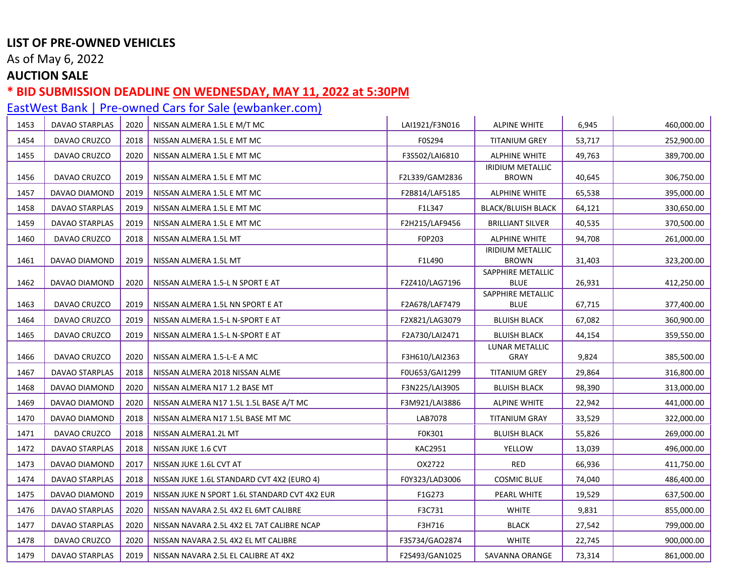**LIST OF PRE-OWNED VEHICLES**

As of May 6, 2022

**AUCTION SALE**

**\* BID SUBMISSION DEADLINE ON WEDNESDAY, MAY 11, 2022 at 5:30PM**

EastWest Bank | Pre-owned Cars for Sale (ewbanker.com)

| | | | | | | | |
|---|---|---|---|---|---|---|---|
| 1453 | DAVAO STARPLAS | 2020 | NISSAN ALMERA 1.5L E M/T MC | LAI1921/F3N016 | ALPINE WHITE | 6,945 | 460,000.00 |
| 1454 | DAVAO CRUZCO | 2018 | NISSAN ALMERA 1.5L E MT MC | F0S294 | TITANIUM GREY | 53,717 | 252,900.00 |
| 1455 | DAVAO CRUZCO | 2020 | NISSAN ALMERA 1.5L E MT MC | F3S502/LAI6810 | ALPHINE WHITE | 49,763 | 389,700.00 |
| 1456 | DAVAO CRUZCO | 2019 | NISSAN ALMERA 1.5L E MT MC | F2L339/GAM2836 | IRIDIUM METALLIC BROWN | 40,645 | 306,750.00 |
| 1457 | DAVAO DIAMOND | 2019 | NISSAN ALMERA 1.5L E MT MC | F2B814/LAF5185 | ALPHINE WHITE | 65,538 | 395,000.00 |
| 1458 | DAVAO STARPLAS | 2019 | NISSAN ALMERA 1.5L E MT MC | F1L347 | BLACK/BLUISH BLACK | 64,121 | 330,650.00 |
| 1459 | DAVAO STARPLAS | 2019 | NISSAN ALMERA 1.5L E MT MC | F2H215/LAF9456 | BRILLIANT SILVER | 40,535 | 370,500.00 |
| 1460 | DAVAO CRUZCO | 2018 | NISSAN ALMERA 1.5L MT | F0P203 | ALPHINE WHITE | 94,708 | 261,000.00 |
| 1461 | DAVAO DIAMOND | 2019 | NISSAN ALMERA 1.5L MT | F1L490 | IRIDIUM METALLIC BROWN | 31,403 | 323,200.00 |
| 1462 | DAVAO DIAMOND | 2020 | NISSAN ALMERA 1.5-L N SPORT E AT | F2Z410/LAG7196 | SAPPHIRE METALLIC BLUE | 26,931 | 412,250.00 |
| 1463 | DAVAO CRUZCO | 2019 | NISSAN ALMERA 1.5L NN SPORT E AT | F2A678/LAF7479 | SAPPHIRE METALLIC BLUE | 67,715 | 377,400.00 |
| 1464 | DAVAO CRUZCO | 2019 | NISSAN ALMERA 1.5-L N-SPORT E AT | F2X821/LAG3079 | BLUISH BLACK | 67,082 | 360,900.00 |
| 1465 | DAVAO CRUZCO | 2019 | NISSAN ALMERA 1.5-L N-SPORT E AT | F2A730/LAI2471 | BLUISH BLACK | 44,154 | 359,550.00 |
| 1466 | DAVAO CRUZCO | 2020 | NISSAN ALMERA 1.5-L-E A MC | F3H610/LAI2363 | LUNAR METALLIC GRAY | 9,824 | 385,500.00 |
| 1467 | DAVAO STARPLAS | 2018 | NISSAN ALMERA 2018 NISSAN ALME | F0U653/GAI1299 | TITANIUM GREY | 29,864 | 316,800.00 |
| 1468 | DAVAO DIAMOND | 2020 | NISSAN ALMERA N17 1.2 BASE MT | F3N225/LAI3905 | BLUISH BLACK | 98,390 | 313,000.00 |
| 1469 | DAVAO DIAMOND | 2020 | NISSAN ALMERA N17 1.5L 1.5L BASE A/T MC | F3M921/LAI3886 | ALPINE WHITE | 22,942 | 441,000.00 |
| 1470 | DAVAO DIAMOND | 2018 | NISSAN ALMERA N17 1.5L BASE MT MC | LAB7078 | TITANIUM GRAY | 33,529 | 322,000.00 |
| 1471 | DAVAO CRUZCO | 2018 | NISSAN ALMERA1.2L MT | F0K301 | BLUISH BLACK | 55,826 | 269,000.00 |
| 1472 | DAVAO STARPLAS | 2018 | NISSAN JUKE 1.6 CVT | KAC2951 | YELLOW | 13,039 | 496,000.00 |
| 1473 | DAVAO DIAMOND | 2017 | NISSAN JUKE 1.6L CVT AT | OX2722 | RED | 66,936 | 411,750.00 |
| 1474 | DAVAO STARPLAS | 2018 | NISSAN JUKE 1.6L STANDARD CVT 4X2 (EURO 4) | F0Y323/LAD3006 | COSMIC BLUE | 74,040 | 486,400.00 |
| 1475 | DAVAO DIAMOND | 2019 | NISSAN JUKE N SPORT 1.6L STANDARD CVT 4X2 EUR | F1G273 | PEARL WHITE | 19,529 | 637,500.00 |
| 1476 | DAVAO STARPLAS | 2020 | NISSAN NAVARA 2.5L 4X2 EL 6MT CALIBRE | F3C731 | WHITE | 9,831 | 855,000.00 |
| 1477 | DAVAO STARPLAS | 2020 | NISSAN NAVARA 2.5L 4X2 EL 7AT CALIBRE NCAP | F3H716 | BLACK | 27,542 | 799,000.00 |
| 1478 | DAVAO CRUZCO | 2020 | NISSAN NAVARA 2.5L 4X2 EL MT CALIBRE | F3S734/GAO2874 | WHITE | 22,745 | 900,000.00 |
| 1479 | DAVAO STARPLAS | 2019 | NISSAN NAVARA 2.5L EL CALIBRE AT 4X2 | F2S493/GAN1025 | SAVANNA ORANGE | 73,314 | 861,000.00 |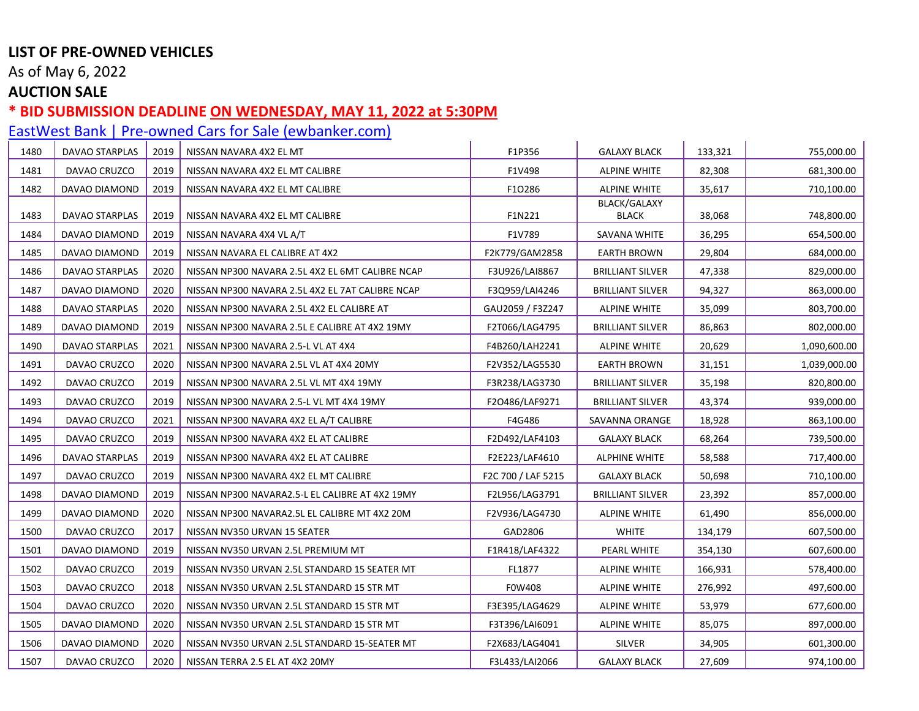**LIST OF PRE-OWNED VEHICLES**

As of May 6, 2022

**AUCTION SALE**

**\* BID SUBMISSION DEADLINE ON WEDNESDAY, MAY 11, 2022 at 5:30PM**

EastWest Bank | Pre-owned Cars for Sale (ewbanker.com)

| | | | | | | | |
|---|---|---|---|---|---|---|---|
| 1480 | DAVAO STARPLAS | 2019 | NISSAN NAVARA 4X2 EL MT | F1P356 | GALAXY BLACK | 133,321 | 755,000.00 |
| 1481 | DAVAO CRUZCO | 2019 | NISSAN NAVARA 4X2 EL MT CALIBRE | F1V498 | ALPINE WHITE | 82,308 | 681,300.00 |
| 1482 | DAVAO DIAMOND | 2019 | NISSAN NAVARA 4X2 EL MT CALIBRE | F1O286 | ALPINE WHITE | 35,617 | 710,100.00 |
| 1483 | DAVAO STARPLAS | 2019 | NISSAN NAVARA 4X2 EL MT CALIBRE | F1N221 | BLACK/GALAXY BLACK | 38,068 | 748,800.00 |
| 1484 | DAVAO DIAMOND | 2019 | NISSAN NAVARA 4X4 VL A/T | F1V789 | SAVANA WHITE | 36,295 | 654,500.00 |
| 1485 | DAVAO DIAMOND | 2019 | NISSAN NAVARA EL CALIBRE AT 4X2 | F2K779/GAM2858 | EARTH BROWN | 29,804 | 684,000.00 |
| 1486 | DAVAO STARPLAS | 2020 | NISSAN NP300 NAVARA 2.5L 4X2 EL 6MT CALIBRE NCAP | F3U926/LAI8867 | BRILLIANT SILVER | 47,338 | 829,000.00 |
| 1487 | DAVAO DIAMOND | 2020 | NISSAN NP300 NAVARA 2.5L 4X2 EL 7AT CALIBRE NCAP | F3Q959/LAI4246 | BRILLIANT SILVER | 94,327 | 863,000.00 |
| 1488 | DAVAO STARPLAS | 2020 | NISSAN NP300 NAVARA 2.5L 4X2 EL CALIBRE AT | GAU2059 / F3Z247 | ALPINE WHITE | 35,099 | 803,700.00 |
| 1489 | DAVAO DIAMOND | 2019 | NISSAN NP300 NAVARA 2.5L E CALIBRE AT 4X2 19MY | F2T066/LAG4795 | BRILLIANT SILVER | 86,863 | 802,000.00 |
| 1490 | DAVAO STARPLAS | 2021 | NISSAN NP300 NAVARA 2.5-L VL AT 4X4 | F4B260/LAH2241 | ALPINE WHITE | 20,629 | 1,090,600.00 |
| 1491 | DAVAO CRUZCO | 2020 | NISSAN NP300 NAVARA 2.5L VL AT 4X4 20MY | F2V352/LAG5530 | EARTH BROWN | 31,151 | 1,039,000.00 |
| 1492 | DAVAO CRUZCO | 2019 | NISSAN NP300 NAVARA 2.5L VL MT 4X4 19MY | F3R238/LAG3730 | BRILLIANT SILVER | 35,198 | 820,800.00 |
| 1493 | DAVAO CRUZCO | 2019 | NISSAN NP300 NAVARA 2.5-L VL MT 4X4 19MY | F2O486/LAF9271 | BRILLIANT SILVER | 43,374 | 939,000.00 |
| 1494 | DAVAO CRUZCO | 2021 | NISSAN NP300 NAVARA 4X2 EL A/T CALIBRE | F4G486 | SAVANNA ORANGE | 18,928 | 863,100.00 |
| 1495 | DAVAO CRUZCO | 2019 | NISSAN NP300 NAVARA 4X2 EL AT CALIBRE | F2D492/LAF4103 | GALAXY BLACK | 68,264 | 739,500.00 |
| 1496 | DAVAO STARPLAS | 2019 | NISSAN NP300 NAVARA 4X2 EL AT CALIBRE | F2E223/LAF4610 | ALPHINE WHITE | 58,588 | 717,400.00 |
| 1497 | DAVAO CRUZCO | 2019 | NISSAN NP300 NAVARA 4X2 EL MT CALIBRE | F2C 700 / LAF 5215 | GALAXY BLACK | 50,698 | 710,100.00 |
| 1498 | DAVAO DIAMOND | 2019 | NISSAN NP300 NAVARA2.5-L EL CALIBRE AT 4X2 19MY | F2L956/LAG3791 | BRILLIANT SILVER | 23,392 | 857,000.00 |
| 1499 | DAVAO DIAMOND | 2020 | NISSAN NP300 NAVARA2.5L EL CALIBRE MT 4X2 20M | F2V936/LAG4730 | ALPINE WHITE | 61,490 | 856,000.00 |
| 1500 | DAVAO CRUZCO | 2017 | NISSAN NV350 URVAN 15 SEATER | GAD2806 | WHITE | 134,179 | 607,500.00 |
| 1501 | DAVAO DIAMOND | 2019 | NISSAN NV350 URVAN 2.5L PREMIUM MT | F1R418/LAF4322 | PEARL WHITE | 354,130 | 607,600.00 |
| 1502 | DAVAO CRUZCO | 2019 | NISSAN NV350 URVAN 2.5L STANDARD 15 SEATER MT | FL1877 | ALPINE WHITE | 166,931 | 578,400.00 |
| 1503 | DAVAO CRUZCO | 2018 | NISSAN NV350 URVAN 2.5L STANDARD 15 STR MT | F0W408 | ALPINE WHITE | 276,992 | 497,600.00 |
| 1504 | DAVAO CRUZCO | 2020 | NISSAN NV350 URVAN 2.5L STANDARD 15 STR MT | F3E395/LAG4629 | ALPINE WHITE | 53,979 | 677,600.00 |
| 1505 | DAVAO DIAMOND | 2020 | NISSAN NV350 URVAN 2.5L STANDARD 15 STR MT | F3T396/LAI6091 | ALPINE WHITE | 85,075 | 897,000.00 |
| 1506 | DAVAO DIAMOND | 2020 | NISSAN NV350 URVAN 2.5L STANDARD 15-SEATER MT | F2X683/LAG4041 | SILVER | 34,905 | 601,300.00 |
| 1507 | DAVAO CRUZCO | 2020 | NISSAN TERRA 2.5 EL AT 4X2 20MY | F3L433/LAI2066 | GALAXY BLACK | 27,609 | 974,100.00 |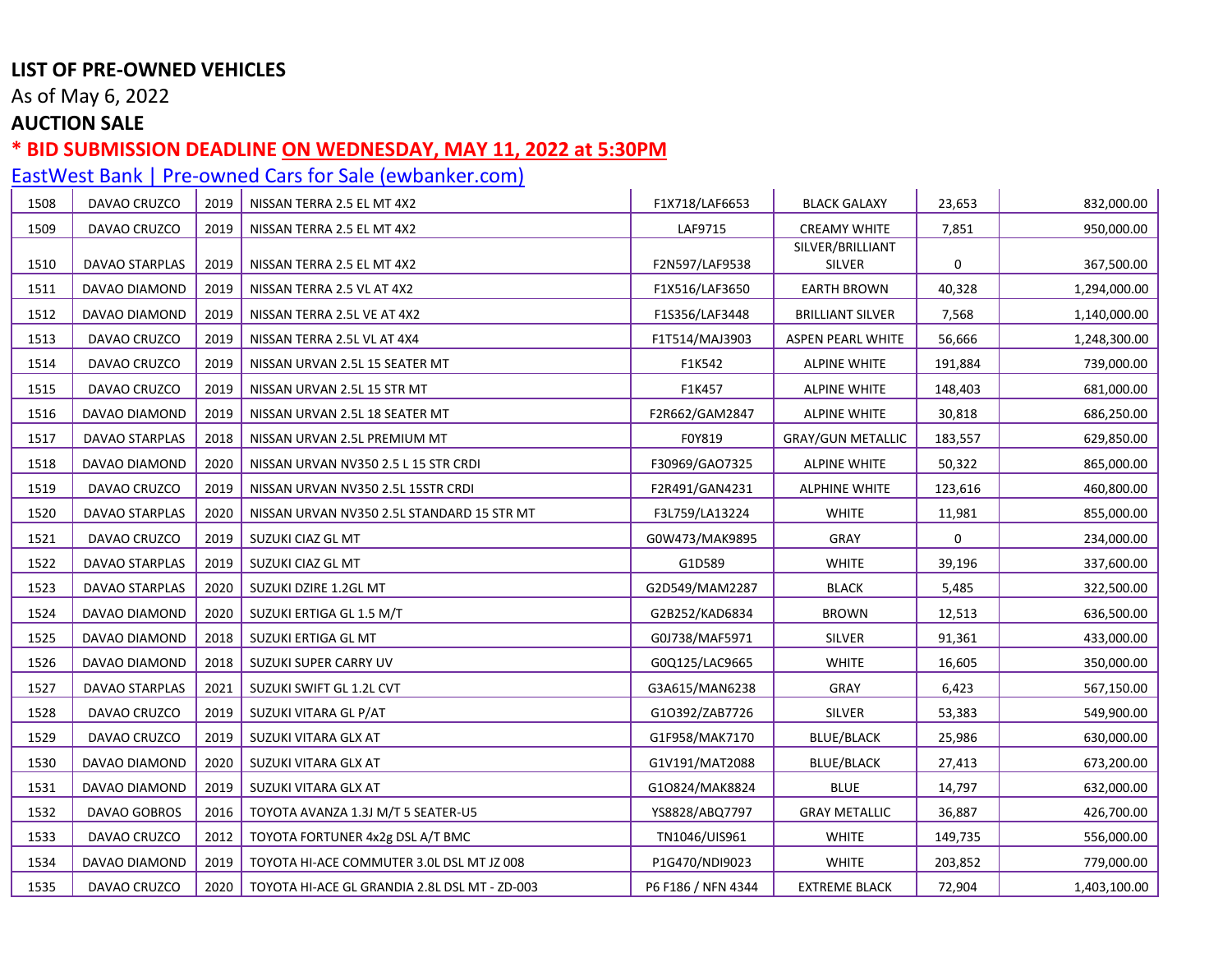**LIST OF PRE-OWNED VEHICLES**

As of May 6, 2022

**AUCTION SALE**

**\* BID SUBMISSION DEADLINE ON WEDNESDAY, MAY 11, 2022 at 5:30PM**

EastWest Bank | Pre-owned Cars for Sale (ewbanker.com)

| | | | | | | | |
|---|---|---|---|---|---|---|---|
| 1508 | DAVAO CRUZCO | 2019 | NISSAN TERRA 2.5 EL MT 4X2 | F1X718/LAF6653 | BLACK GALAXY | 23,653 | 832,000.00 |
| 1509 | DAVAO CRUZCO | 2019 | NISSAN TERRA 2.5 EL MT 4X2 | LAF9715 | CREAMY WHITE | 7,851 | 950,000.00 |
| 1510 | DAVAO STARPLAS | 2019 | NISSAN TERRA 2.5 EL MT 4X2 | F2N597/LAF9538 | SILVER/BRILLIANT SILVER | 0 | 367,500.00 |
| 1511 | DAVAO DIAMOND | 2019 | NISSAN TERRA 2.5 VL AT 4X2 | F1X516/LAF3650 | EARTH BROWN | 40,328 | 1,294,000.00 |
| 1512 | DAVAO DIAMOND | 2019 | NISSAN TERRA 2.5L VE AT 4X2 | F1S356/LAF3448 | BRILLIANT SILVER | 7,568 | 1,140,000.00 |
| 1513 | DAVAO CRUZCO | 2019 | NISSAN TERRA 2.5L VL AT 4X4 | F1T514/MAJ3903 | ASPEN PEARL WHITE | 56,666 | 1,248,300.00 |
| 1514 | DAVAO CRUZCO | 2019 | NISSAN URVAN 2.5L 15 SEATER MT | F1K542 | ALPINE WHITE | 191,884 | 739,000.00 |
| 1515 | DAVAO CRUZCO | 2019 | NISSAN URVAN 2.5L 15 STR MT | F1K457 | ALPINE WHITE | 148,403 | 681,000.00 |
| 1516 | DAVAO DIAMOND | 2019 | NISSAN URVAN 2.5L 18 SEATER MT | F2R662/GAM2847 | ALPINE WHITE | 30,818 | 686,250.00 |
| 1517 | DAVAO STARPLAS | 2018 | NISSAN URVAN 2.5L PREMIUM MT | F0Y819 | GRAY/GUN METALLIC | 183,557 | 629,850.00 |
| 1518 | DAVAO DIAMOND | 2020 | NISSAN URVAN NV350 2.5 L 15 STR CRDI | F30969/GAO7325 | ALPINE WHITE | 50,322 | 865,000.00 |
| 1519 | DAVAO CRUZCO | 2019 | NISSAN URVAN NV350 2.5L 15STR CRDI | F2R491/GAN4231 | ALPHINE WHITE | 123,616 | 460,800.00 |
| 1520 | DAVAO STARPLAS | 2020 | NISSAN URVAN NV350 2.5L STANDARD 15 STR MT | F3L759/LA13224 | WHITE | 11,981 | 855,000.00 |
| 1521 | DAVAO CRUZCO | 2019 | SUZUKI CIAZ GL MT | G0W473/MAK9895 | GRAY | 0 | 234,000.00 |
| 1522 | DAVAO STARPLAS | 2019 | SUZUKI CIAZ GL MT | G1D589 | WHITE | 39,196 | 337,600.00 |
| 1523 | DAVAO STARPLAS | 2020 | SUZUKI DZIRE 1.2GL MT | G2D549/MAM2287 | BLACK | 5,485 | 322,500.00 |
| 1524 | DAVAO DIAMOND | 2020 | SUZUKI ERTIGA GL 1.5 M/T | G2B252/KAD6834 | BROWN | 12,513 | 636,500.00 |
| 1525 | DAVAO DIAMOND | 2018 | SUZUKI ERTIGA GL MT | G0J738/MAF5971 | SILVER | 91,361 | 433,000.00 |
| 1526 | DAVAO DIAMOND | 2018 | SUZUKI SUPER CARRY UV | G0Q125/LAC9665 | WHITE | 16,605 | 350,000.00 |
| 1527 | DAVAO STARPLAS | 2021 | SUZUKI SWIFT GL 1.2L CVT | G3A615/MAN6238 | GRAY | 6,423 | 567,150.00 |
| 1528 | DAVAO CRUZCO | 2019 | SUZUKI VITARA GL P/AT | G1O392/ZAB7726 | SILVER | 53,383 | 549,900.00 |
| 1529 | DAVAO CRUZCO | 2019 | SUZUKI VITARA GLX AT | G1F958/MAK7170 | BLUE/BLACK | 25,986 | 630,000.00 |
| 1530 | DAVAO DIAMOND | 2020 | SUZUKI VITARA GLX AT | G1V191/MAT2088 | BLUE/BLACK | 27,413 | 673,200.00 |
| 1531 | DAVAO DIAMOND | 2019 | SUZUKI VITARA GLX AT | G1O824/MAK8824 | BLUE | 14,797 | 632,000.00 |
| 1532 | DAVAO GOBROS | 2016 | TOYOTA AVANZA 1.3J M/T 5 SEATER-U5 | YS8828/ABQ7797 | GRAY METALLIC | 36,887 | 426,700.00 |
| 1533 | DAVAO CRUZCO | 2012 | TOYOTA FORTUNER 4x2g DSL A/T BMC | TN1046/UIS961 | WHITE | 149,735 | 556,000.00 |
| 1534 | DAVAO DIAMOND | 2019 | TOYOTA HI-ACE COMMUTER 3.0L DSL MT JZ 008 | P1G470/NDI9023 | WHITE | 203,852 | 779,000.00 |
| 1535 | DAVAO CRUZCO | 2020 | TOYOTA HI-ACE GL GRANDIA 2.8L DSL MT - ZD-003 | P6 F186 / NFN 4344 | EXTREME BLACK | 72,904 | 1,403,100.00 |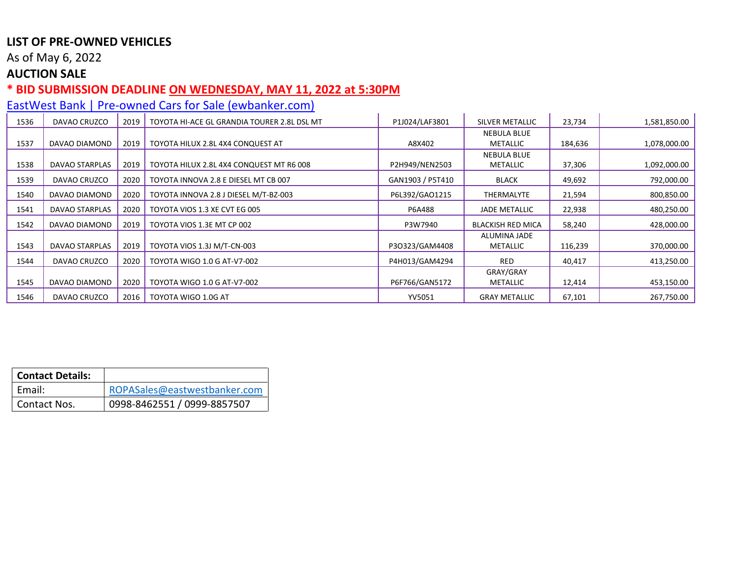**LIST OF PRE-OWNED VEHICLES**

As of May 6, 2022

**AUCTION SALE**

**\* BID SUBMISSION DEADLINE ON WEDNESDAY, MAY 11, 2022 at 5:30PM**

[EastWest Bank | Pre-owned Cars for Sale (ewbanker.com)](ewbanker.com)

| | | | | | | | |
|---|---|---|---|---|---|---|---|
| 1536 | DAVAO CRUZCO | 2019 | TOYOTA HI-ACE GL GRANDIA TOURER 2.8L DSL MT | P1J024/LAF3801 | SILVER METALLIC | 23,734 | 1,581,850.00 |
| 1537 | DAVAO DIAMOND | 2019 | TOYOTA HILUX 2.8L 4X4 CONQUEST AT | A8X402 | NEBULA BLUE METALLIC | 184,636 | 1,078,000.00 |
| 1538 | DAVAO STARPLAS | 2019 | TOYOTA HILUX 2.8L 4X4 CONQUEST MT R6 008 | P2H949/NEN2503 | NEBULA BLUE METALLIC | 37,306 | 1,092,000.00 |
| 1539 | DAVAO CRUZCO | 2020 | TOYOTA INNOVA 2.8 E DIESEL MT CB 007 | GAN1903 / P5T410 | BLACK | 49,692 | 792,000.00 |
| 1540 | DAVAO DIAMOND | 2020 | TOYOTA INNOVA 2.8 J DIESEL M/T-BZ-003 | P6L392/GAO1215 | THERMALYTE | 21,594 | 800,850.00 |
| 1541 | DAVAO STARPLAS | 2020 | TOYOTA VIOS 1.3 XE CVT EG 005 | P6A488 | JADE METALLIC | 22,938 | 480,250.00 |
| 1542 | DAVAO DIAMOND | 2019 | TOYOTA VIOS 1.3E MT CP 002 | P3W7940 | BLACKISH RED MICA | 58,240 | 428,000.00 |
| 1543 | DAVAO STARPLAS | 2019 | TOYOTA VIOS 1.3J M/T-CN-003 | P3O323/GAM4408 | ALUMINA JADE METALLIC | 116,239 | 370,000.00 |
| 1544 | DAVAO CRUZCO | 2020 | TOYOTA WIGO 1.0 G AT-V7-002 | P4H013/GAM4294 | RED | 40,417 | 413,250.00 |
| 1545 | DAVAO DIAMOND | 2020 | TOYOTA WIGO 1.0 G AT-V7-002 | P6F766/GAN5172 | GRAY/GRAY METALLIC | 12,414 | 453,150.00 |
| 1546 | DAVAO CRUZCO | 2016 | TOYOTA WIGO 1.0G AT | YV5051 | GRAY METALLIC | 67,101 | 267,750.00 |

| **Contact Details:** | |
|---|---|
| Email: | ROPASales@eastwestbanker.com |
| Contact Nos. | 0998-8462551 / 0999-8857507 |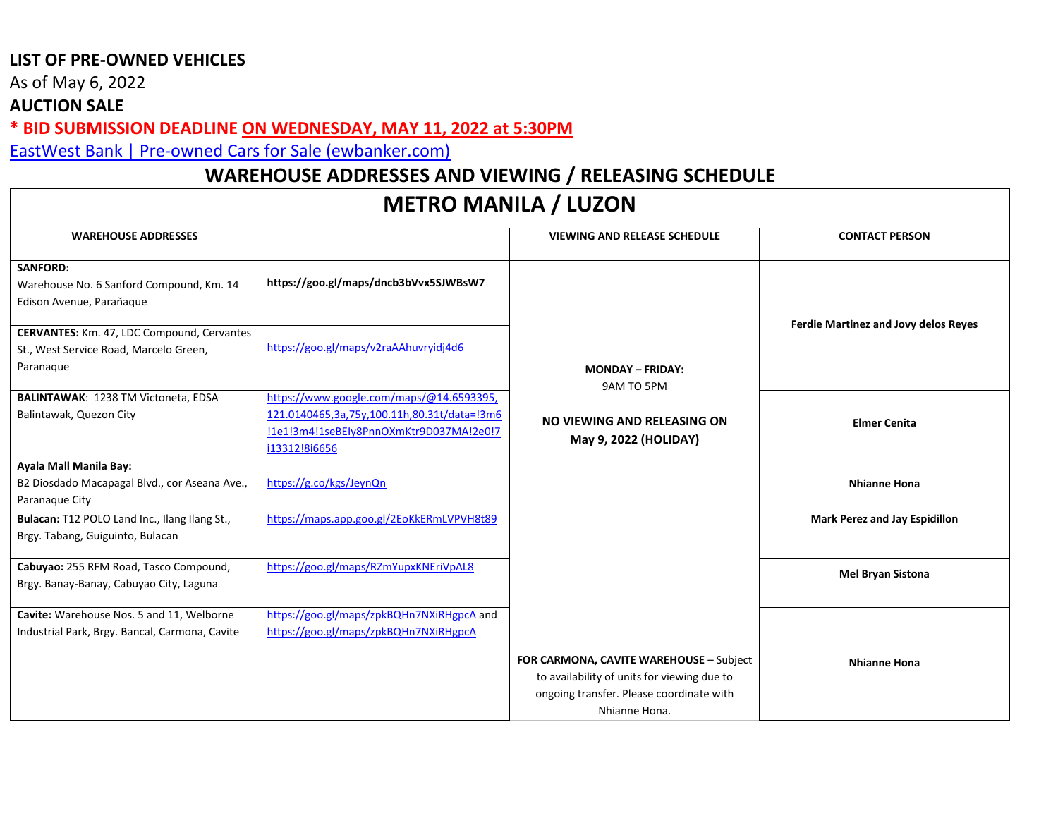**LIST OF PRE-OWNED VEHICLES**

As of May 6, 2022

**AUCTION SALE**

**\* BID SUBMISSION DEADLINE ON WEDNESDAY, MAY 11, 2022 at 5:30PM**

EastWest Bank | Pre-owned Cars for Sale (ewbanker.com)

## WAREHOUSE ADDRESSES AND VIEWING / RELEASING SCHEDULE

## METRO MANILA / LUZON

| WAREHOUSE ADDRESSES | | VIEWING AND RELEASE SCHEDULE | CONTACT PERSON |
|---|---|---|---|
| **SANFORD:** Warehouse No. 6 Sanford Compound, Km. 14 Edison Avenue, Parañaque | **https://goo.gl/maps/dncb3bVvx5SJWBsW7** | **MONDAY – FRIDAY:** 9AM TO 5PM<br><br>**NO VIEWING AND RELEASING ON May 9, 2022 (HOLIDAY)** | **Ferdie Martinez and Jovy delos Reyes** |
| **CERVANTES:** Km. 47, LDC Compound, Cervantes St., West Service Road, Marcelo Green, Paranaque | https://goo.gl/maps/v2raAAhuvryidj4d6 | | |
| **BALINTAWAK**: 1238 TM Victoneta, EDSA Balintawak, Quezon City | https://www.google.com/maps/@14.6593395,121.0140465,3a,75y,100.11h,80.31t/data=!3m6!1e1!3m4!1seBEIy8PnnOXmKtr9D037MA!2e0!7i13312!8i6656 | | **Elmer Cenita** |
| **Ayala Mall Manila Bay:** B2 Diosdado Macapagal Blvd., cor Aseana Ave., Paranaque City | https://g.co/kgs/JeynQn | | **Nhianne Hona** |
| **Bulacan:** T12 POLO Land Inc., Ilang Ilang St., Brgy. Tabang, Guiguinto, Bulacan | https://maps.app.goo.gl/2EoKkERmLVPVH8t89 | | **Mark Perez and Jay Espidillon** |
| **Cabuyao:** 255 RFM Road, Tasco Compound, Brgy. Banay-Banay, Cabuyao City, Laguna | https://goo.gl/maps/RZmYupxKNEriVpAL8 | | **Mel Bryan Sistona** |
| **Cavite:** Warehouse Nos. 5 and 11, Welborne Industrial Park, Brgy. Bancal, Carmona, Cavite | https://goo.gl/maps/zpkBQHn7NXiRHgpcA and https://goo.gl/maps/zpkBQHn7NXiRHgpcA | **FOR CARMONA, CAVITE WAREHOUSE** – Subject to availability of units for viewing due to ongoing transfer. Please coordinate with Nhianne Hona. | **Nhianne Hona** |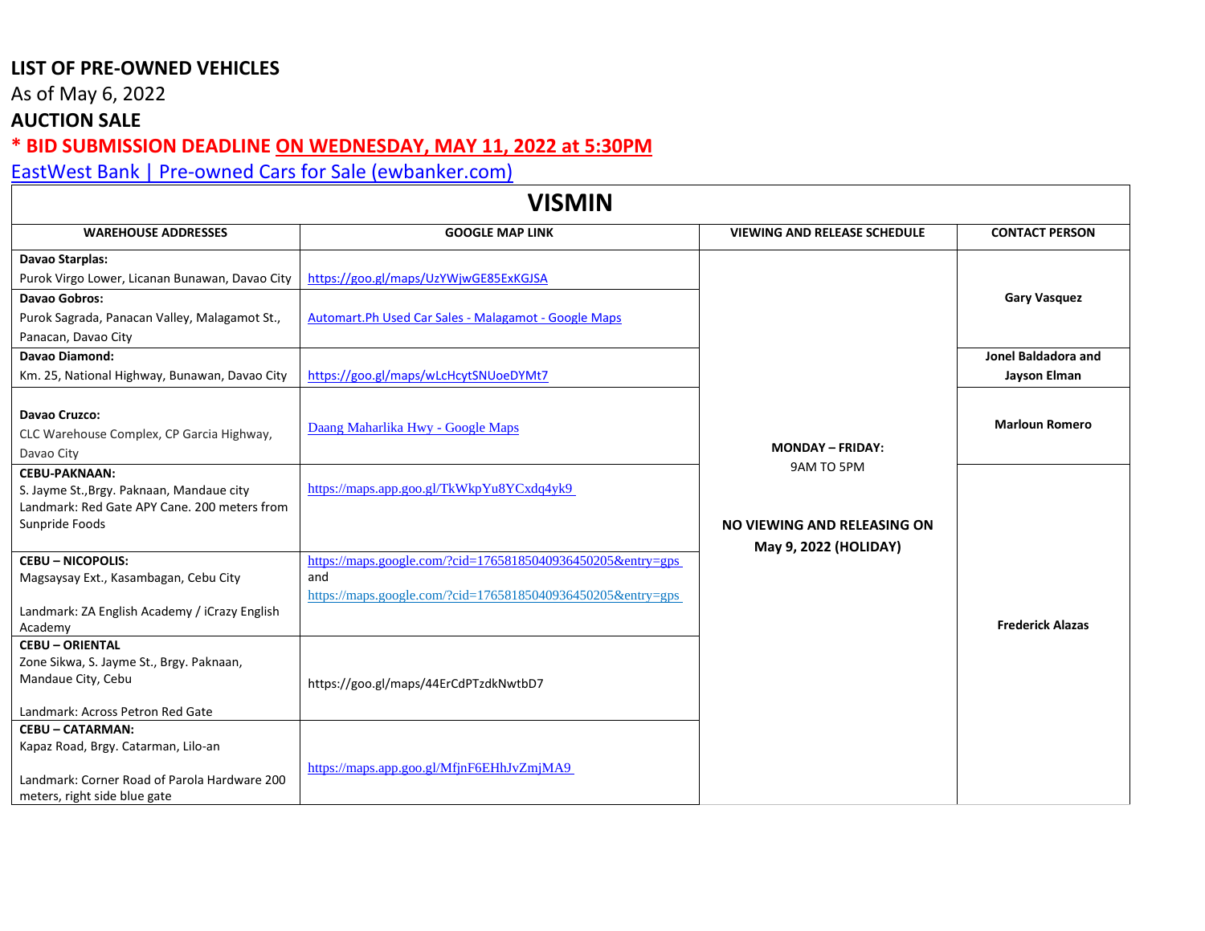**LIST OF PRE-OWNED VEHICLES**

As of May 6, 2022

**AUCTION SALE**

**\* BID SUBMISSION DEADLINE ON WEDNESDAY, MAY 11, 2022 at 5:30PM**

EastWest Bank | Pre-owned Cars for Sale (ewbanker.com)

## VISMIN

| WAREHOUSE ADDRESSES | GOOGLE MAP LINK | VIEWING AND RELEASE SCHEDULE | CONTACT PERSON |
|---|---|---|---|
| **Davao Starplas:** Purok Virgo Lower, Licanan Bunawan, Davao City | https://goo.gl/maps/UzYWjwGE85ExKGJSA | **MONDAY – FRIDAY:** 9AM TO 5PM **NO VIEWING AND RELEASING ON May 9, 2022 (HOLIDAY)** | **Gary Vasquez** |
| **Davao Gobros:** Purok Sagrada, Panacan Valley, Malagamot St., Panacan, Davao City | Automart.Ph Used Car Sales - Malagamot - Google Maps | | |
| **Davao Diamond:** Km. 25, National Highway, Bunawan, Davao City | https://goo.gl/maps/wLcHcytSNUoeDYMt7 | | **Jonel Baldadora and Jayson Elman** |
| **Davao Cruzco:** CLC Warehouse Complex, CP Garcia Highway, Davao City | Daang Maharlika Hwy - Google Maps | | **Marloun Romero** |
| **CEBU-PAKNAAN:** S. Jayme St.,Brgy. Paknaan, Mandaue city Landmark: Red Gate APY Cane. 200 meters from Sunpride Foods | https://maps.app.goo.gl/TkWkpYu8YCxdq4yk9 | | **Frederick Alazas** |
| **CEBU – NICOPOLIS:** Magsaysay Ext., Kasambagan, Cebu City Landmark: ZA English Academy / iCrazy English Academy | https://maps.google.com/?cid=17658185040936450205&entry=gps and https://maps.google.com/?cid=17658185040936450205&entry=gps | | |
| **CEBU – ORIENTAL** Zone Sikwa, S. Jayme St., Brgy. Paknaan, Mandaue City, Cebu Landmark: Across Petron Red Gate | https://goo.gl/maps/44ErCdPTzdkNwtbD7 | | |
| **CEBU – CATARMAN:** Kapaz Road, Brgy. Catarman, Lilo-an Landmark: Corner Road of Parola Hardware 200 meters, right side blue gate | https://maps.app.goo.gl/MfjnF6EHhJvZmjMA9 | | |